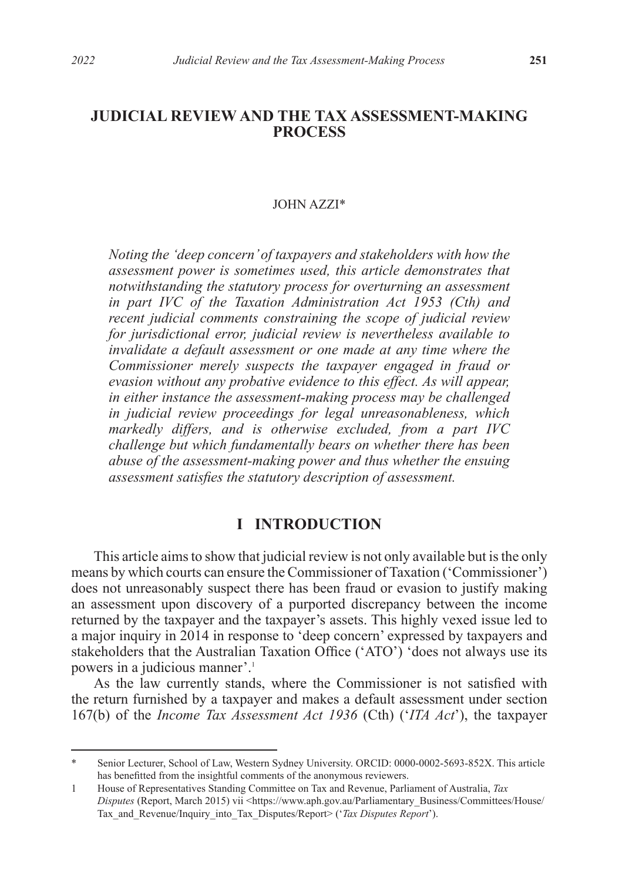# JUDICIAL REVIEW AND THE TAX ASSESSMENT-MAKING PROCESS

JOHN AZZI*

*Noting the 'deep concern' of taxpayers and stakeholders with how the assessment power is sometimes used, this article demonstrates that notwithstanding the statutory process for overturning an assessment in part IVC of the Taxation Administration Act 1953 (Cth) and recent judicial comments constraining the scope of judicial review for jurisdictional error, judicial review is nevertheless available to invalidate a default assessment or one made at any time where the Commissioner merely suspects the taxpayer engaged in fraud or evasion without any probative evidence to this effect. As will appear, in either instance the assessment-making process may be challenged in judicial review proceedings for legal unreasonableness, which markedly differs, and is otherwise excluded, from a part IVC challenge but which fundamentally bears on whether there has been abuse of the assessment-making power and thus whether the ensuing assessment satisfies the statutory description of assessment.*

## I INTRODUCTION

This article aims to show that judicial review is not only available but is the only means by which courts can ensure the Commissioner of Taxation ('Commissioner') does not unreasonably suspect there has been fraud or evasion to justify making an assessment upon discovery of a purported discrepancy between the income returned by the taxpayer and the taxpayer's assets. This highly vexed issue led to a major inquiry in 2014 in response to 'deep concern' expressed by taxpayers and stakeholders that the Australian Taxation Office ('ATO') 'does not always use its powers in a judicious manner'.[1]

As the law currently stands, where the Commissioner is not satisfied with the return furnished by a taxpayer and makes a default assessment under section 167(b) of the *Income Tax Assessment Act 1936* (Cth) ('*ITA Act*'), the taxpayer

---

\* Senior Lecturer, School of Law, Western Sydney University. ORCID: 0000-0002-5693-852X. This article has benefitted from the insightful comments of the anonymous reviewers.

1 House of Representatives Standing Committee on Tax and Revenue, Parliament of Australia, *Tax Disputes* (Report, March 2015) vii <https://www.aph.gov.au/Parliamentary_Business/Committees/House/Tax_and_Revenue/Inquiry_into_Tax_Disputes/Report> ('*Tax Disputes Report*').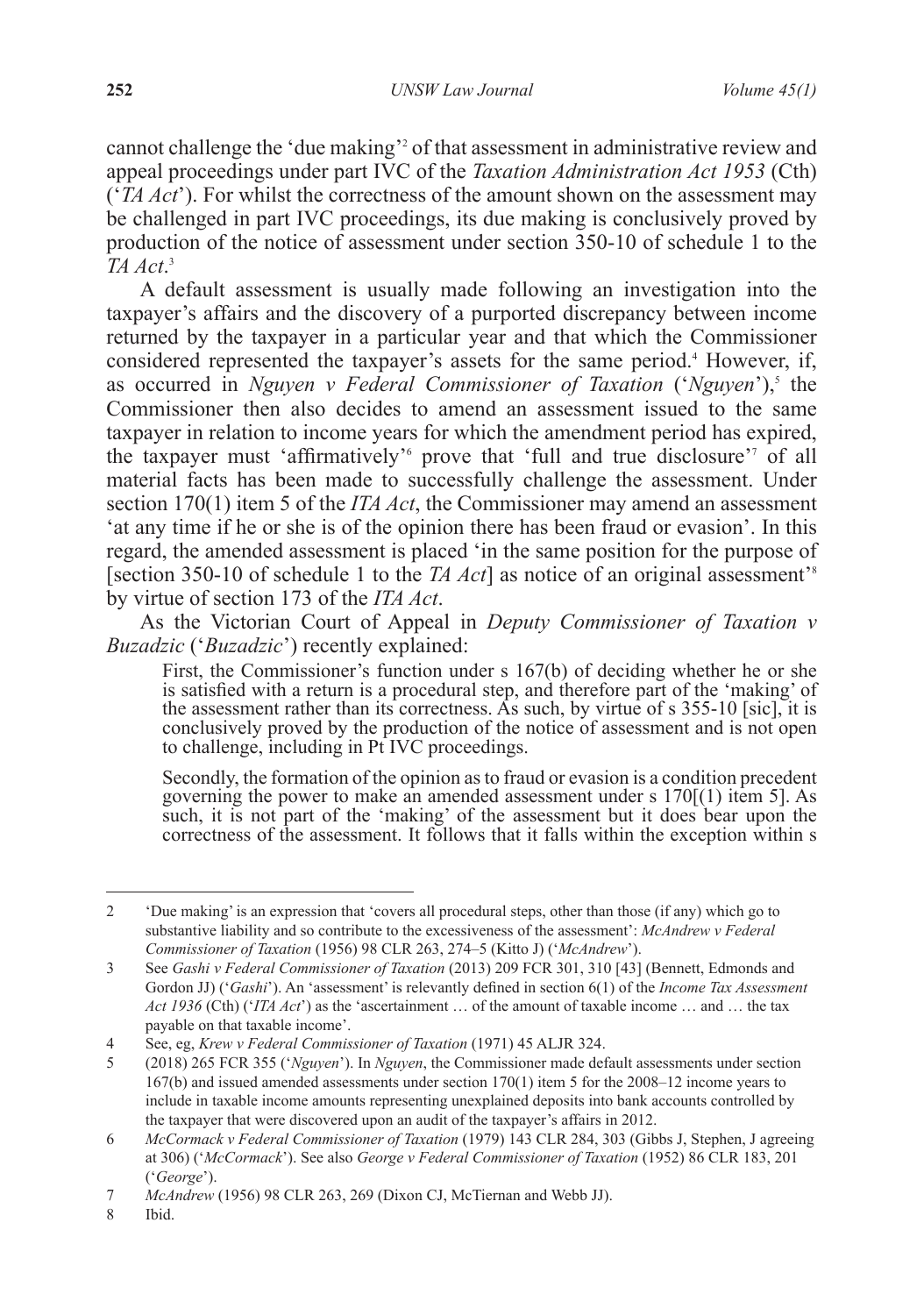cannot challenge the 'due making'[2] of that assessment in administrative review and appeal proceedings under part IVC of the *Taxation Administration Act 1953* (Cth) ('*TA Act*'). For whilst the correctness of the amount shown on the assessment may be challenged in part IVC proceedings, its due making is conclusively proved by production of the notice of assessment under section 350-10 of schedule 1 to the *TA Act*.[3]

A default assessment is usually made following an investigation into the taxpayer's affairs and the discovery of a purported discrepancy between income returned by the taxpayer in a particular year and that which the Commissioner considered represented the taxpayer's assets for the same period.[4] However, if, as occurred in *Nguyen v Federal Commissioner of Taxation* ('*Nguyen*'),[5] the Commissioner then also decides to amend an assessment issued to the same taxpayer in relation to income years for which the amendment period has expired, the taxpayer must 'affirmatively'[6] prove that 'full and true disclosure'[7] of all material facts has been made to successfully challenge the assessment. Under section 170(1) item 5 of the *ITA Act*, the Commissioner may amend an assessment 'at any time if he or she is of the opinion there has been fraud or evasion'. In this regard, the amended assessment is placed 'in the same position for the purpose of [section 350-10 of schedule 1 to the *TA Act*] as notice of an original assessment'[8] by virtue of section 173 of the *ITA Act*.

As the Victorian Court of Appeal in *Deputy Commissioner of Taxation v Buzadzic* ('*Buzadzic*') recently explained:

> First, the Commissioner's function under s 167(b) of deciding whether he or she is satisfied with a return is a procedural step, and therefore part of the 'making' of the assessment rather than its correctness. As such, by virtue of s 355-10 [sic], it is conclusively proved by the production of the notice of assessment and is not open to challenge, including in Pt IVC proceedings.
>
> Secondly, the formation of the opinion as to fraud or evasion is a condition precedent governing the power to make an amended assessment under s 170[(1) item 5]. As such, it is not part of the 'making' of the assessment but it does bear upon the correctness of the assessment. It follows that it falls within the exception within s

---

2 'Due making' is an expression that 'covers all procedural steps, other than those (if any) which go to substantive liability and so contribute to the excessiveness of the assessment': *McAndrew v Federal Commissioner of Taxation* (1956) 98 CLR 263, 274–5 (Kitto J) ('*McAndrew*').

3 See *Gashi v Federal Commissioner of Taxation* (2013) 209 FCR 301, 310 [43] (Bennett, Edmonds and Gordon JJ) ('*Gashi*'). An 'assessment' is relevantly defined in section 6(1) of the *Income Tax Assessment Act 1936* (Cth) ('*ITA Act*') as the 'ascertainment … of the amount of taxable income … and … the tax payable on that taxable income'.

4 See, eg, *Krew v Federal Commissioner of Taxation* (1971) 45 ALJR 324.

5 (2018) 265 FCR 355 ('*Nguyen*'). In *Nguyen*, the Commissioner made default assessments under section 167(b) and issued amended assessments under section 170(1) item 5 for the 2008–12 income years to include in taxable income amounts representing unexplained deposits into bank accounts controlled by the taxpayer that were discovered upon an audit of the taxpayer's affairs in 2012.

6 *McCormack v Federal Commissioner of Taxation* (1979) 143 CLR 284, 303 (Gibbs J, Stephen, J agreeing at 306) ('*McCormack*'). See also *George v Federal Commissioner of Taxation* (1952) 86 CLR 183, 201 ('*George*').

7 *McAndrew* (1956) 98 CLR 263, 269 (Dixon CJ, McTiernan and Webb JJ).

8 Ibid.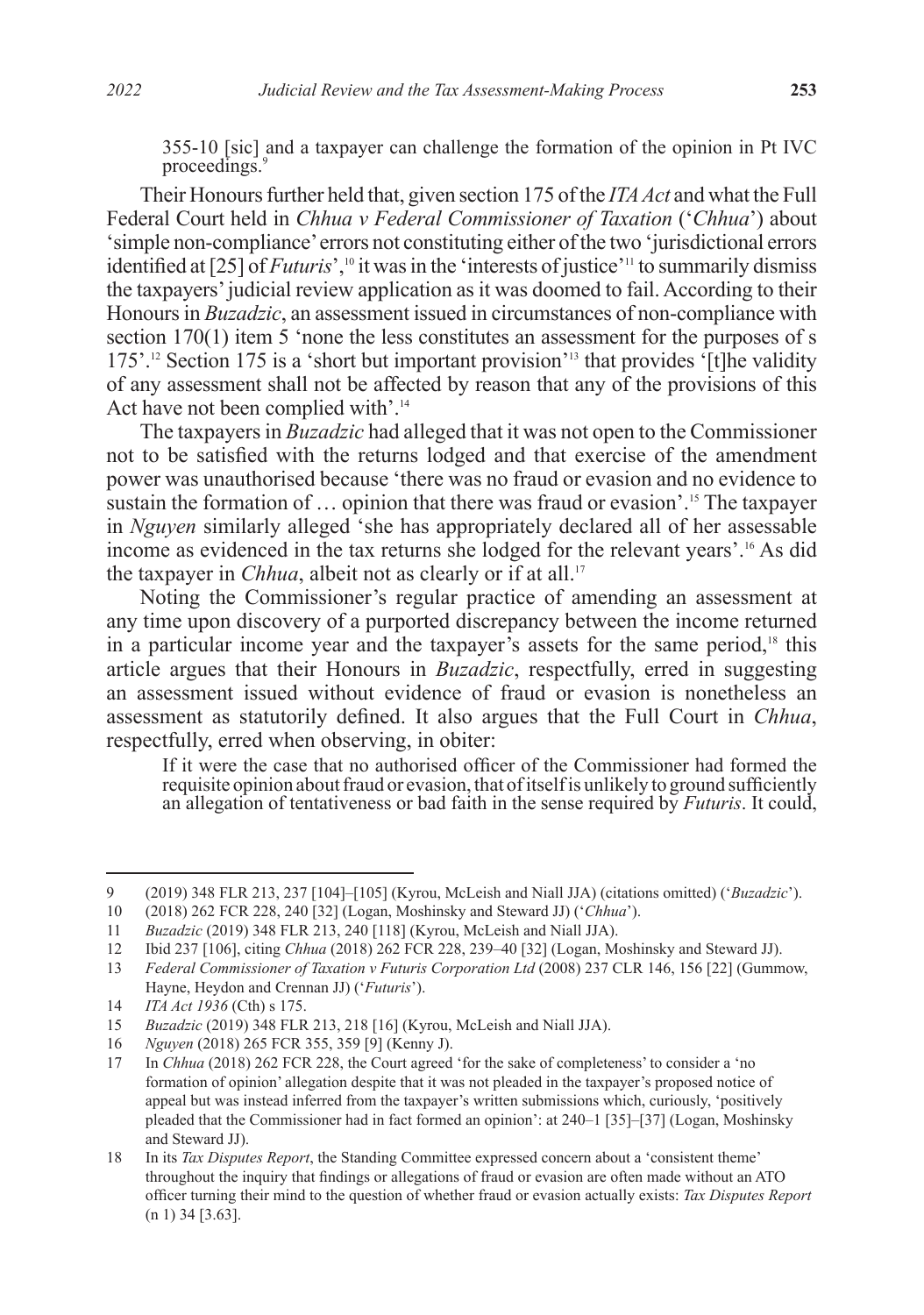355-10 [sic] and a taxpayer can challenge the formation of the opinion in Pt IVC proceedings.[9]

Their Honours further held that, given section 175 of the *ITA Act* and what the Full Federal Court held in *Chhua v Federal Commissioner of Taxation* ('*Chhua*') about 'simple non-compliance' errors not constituting either of the two 'jurisdictional errors identified at [25] of *Futuris*',[10] it was in the 'interests of justice'[11] to summarily dismiss the taxpayers' judicial review application as it was doomed to fail. According to their Honours in *Buzadzic*, an assessment issued in circumstances of non-compliance with section 170(1) item 5 'none the less constitutes an assessment for the purposes of s 175'.[12] Section 175 is a 'short but important provision'[13] that provides '[t]he validity of any assessment shall not be affected by reason that any of the provisions of this Act have not been complied with'.[14]

The taxpayers in *Buzadzic* had alleged that it was not open to the Commissioner not to be satisfied with the returns lodged and that exercise of the amendment power was unauthorised because 'there was no fraud or evasion and no evidence to sustain the formation of … opinion that there was fraud or evasion'.[15] The taxpayer in *Nguyen* similarly alleged 'she has appropriately declared all of her assessable income as evidenced in the tax returns she lodged for the relevant years'.[16] As did the taxpayer in *Chhua*, albeit not as clearly or if at all.[17]

Noting the Commissioner's regular practice of amending an assessment at any time upon discovery of a purported discrepancy between the income returned in a particular income year and the taxpayer's assets for the same period,[18] this article argues that their Honours in *Buzadzic*, respectfully, erred in suggesting an assessment issued without evidence of fraud or evasion is nonetheless an assessment as statutorily defined. It also argues that the Full Court in *Chhua*, respectfully, erred when observing, in obiter:

> If it were the case that no authorised officer of the Commissioner had formed the requisite opinion about fraud or evasion, that of itself is unlikely to ground sufficiently an allegation of tentativeness or bad faith in the sense required by *Futuris*. It could,

---

9 (2019) 348 FLR 213, 237 [104]–[105] (Kyrou, McLeish and Niall JJA) (citations omitted) ('*Buzadzic*').

10 (2018) 262 FCR 228, 240 [32] (Logan, Moshinsky and Steward JJ) ('*Chhua*').

11 *Buzadzic* (2019) 348 FLR 213, 240 [118] (Kyrou, McLeish and Niall JJA).

12 Ibid 237 [106], citing *Chhua* (2018) 262 FCR 228, 239–40 [32] (Logan, Moshinsky and Steward JJ).

13 *Federal Commissioner of Taxation v Futuris Corporation Ltd* (2008) 237 CLR 146, 156 [22] (Gummow, Hayne, Heydon and Crennan JJ) ('*Futuris*').

14 *ITA Act 1936* (Cth) s 175.

15 *Buzadzic* (2019) 348 FLR 213, 218 [16] (Kyrou, McLeish and Niall JJA).

16 *Nguyen* (2018) 265 FCR 355, 359 [9] (Kenny J).

17 In *Chhua* (2018) 262 FCR 228, the Court agreed 'for the sake of completeness' to consider a 'no formation of opinion' allegation despite that it was not pleaded in the taxpayer's proposed notice of appeal but was instead inferred from the taxpayer's written submissions which, curiously, 'positively pleaded that the Commissioner had in fact formed an opinion': at 240–1 [35]–[37] (Logan, Moshinsky and Steward JJ).

18 In its *Tax Disputes Report*, the Standing Committee expressed concern about a 'consistent theme' throughout the inquiry that findings or allegations of fraud or evasion are often made without an ATO officer turning their mind to the question of whether fraud or evasion actually exists: *Tax Disputes Report* (n 1) 34 [3.63].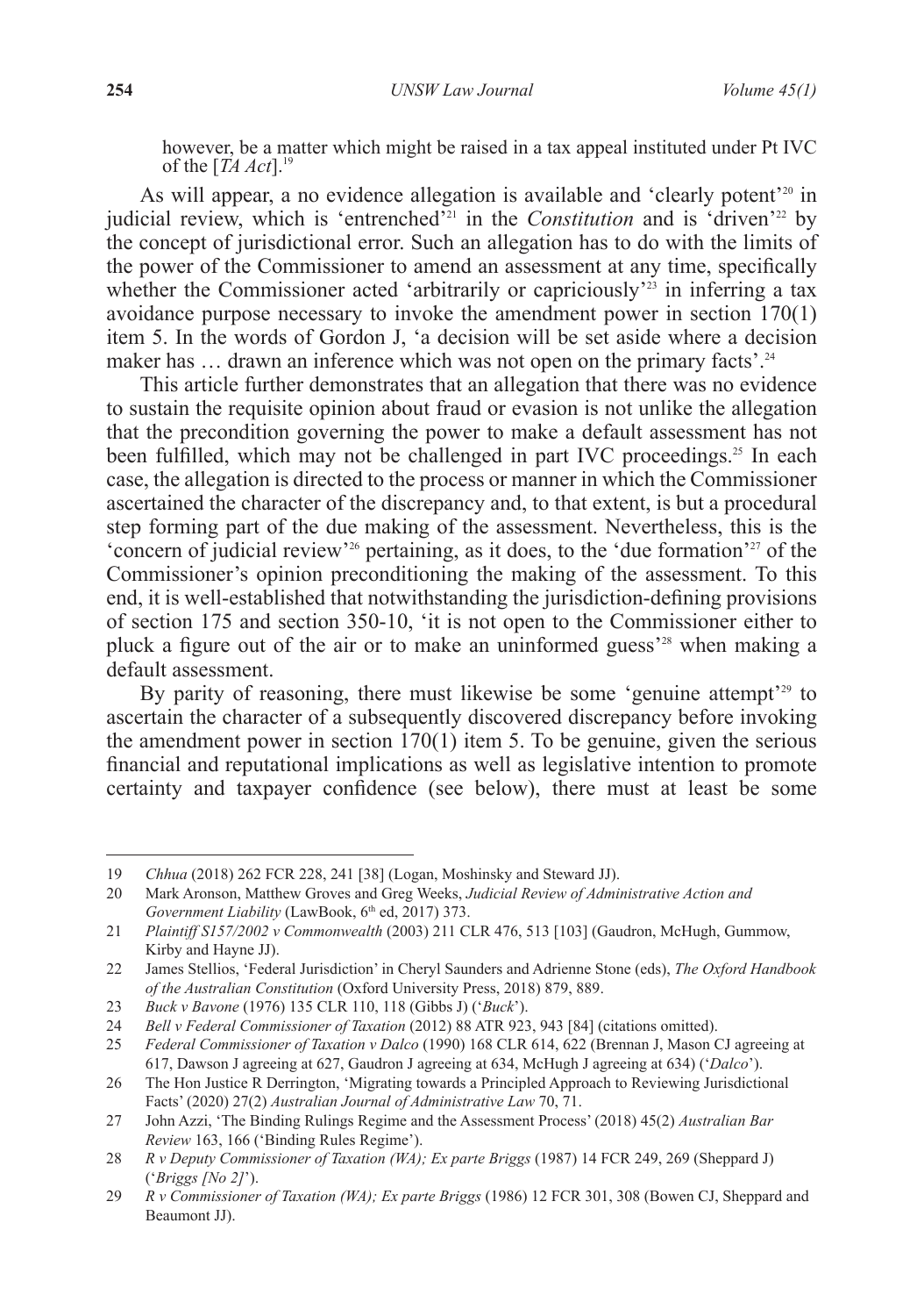however, be a matter which might be raised in a tax appeal instituted under Pt IVC of the [*TA Act*].[19]

As will appear, a no evidence allegation is available and 'clearly potent'[20] in judicial review, which is 'entrenched'[21] in the *Constitution* and is 'driven'[22] by the concept of jurisdictional error. Such an allegation has to do with the limits of the power of the Commissioner to amend an assessment at any time, specifically whether the Commissioner acted 'arbitrarily or capriciously'[23] in inferring a tax avoidance purpose necessary to invoke the amendment power in section 170(1) item 5. In the words of Gordon J, 'a decision will be set aside where a decision maker has … drawn an inference which was not open on the primary facts'.[24]

This article further demonstrates that an allegation that there was no evidence to sustain the requisite opinion about fraud or evasion is not unlike the allegation that the precondition governing the power to make a default assessment has not been fulfilled, which may not be challenged in part IVC proceedings.[25] In each case, the allegation is directed to the process or manner in which the Commissioner ascertained the character of the discrepancy and, to that extent, is but a procedural step forming part of the due making of the assessment. Nevertheless, this is the 'concern of judicial review'[26] pertaining, as it does, to the 'due formation'[27] of the Commissioner's opinion preconditioning the making of the assessment. To this end, it is well-established that notwithstanding the jurisdiction-defining provisions of section 175 and section 350-10, 'it is not open to the Commissioner either to pluck a figure out of the air or to make an uninformed guess'[28] when making a default assessment.

By parity of reasoning, there must likewise be some 'genuine attempt'[29] to ascertain the character of a subsequently discovered discrepancy before invoking the amendment power in section 170(1) item 5. To be genuine, given the serious financial and reputational implications as well as legislative intention to promote certainty and taxpayer confidence (see below), there must at least be some

---

19 *Chhua* (2018) 262 FCR 228, 241 [38] (Logan, Moshinsky and Steward JJ).

20 Mark Aronson, Matthew Groves and Greg Weeks, *Judicial Review of Administrative Action and Government Liability* (LawBook, 6th ed, 2017) 373.

21 *Plaintiff S157/2002 v Commonwealth* (2003) 211 CLR 476, 513 [103] (Gaudron, McHugh, Gummow, Kirby and Hayne JJ).

22 James Stellios, 'Federal Jurisdiction' in Cheryl Saunders and Adrienne Stone (eds), *The Oxford Handbook of the Australian Constitution* (Oxford University Press, 2018) 879, 889.

23 *Buck v Bavone* (1976) 135 CLR 110, 118 (Gibbs J) ('*Buck*').

24 *Bell v Federal Commissioner of Taxation* (2012) 88 ATR 923, 943 [84] (citations omitted).

25 *Federal Commissioner of Taxation v Dalco* (1990) 168 CLR 614, 622 (Brennan J, Mason CJ agreeing at 617, Dawson J agreeing at 627, Gaudron J agreeing at 634, McHugh J agreeing at 634) ('*Dalco*').

26 The Hon Justice R Derrington, 'Migrating towards a Principled Approach to Reviewing Jurisdictional Facts' (2020) 27(2) *Australian Journal of Administrative Law* 70, 71.

27 John Azzi, 'The Binding Rulings Regime and the Assessment Process' (2018) 45(2) *Australian Bar Review* 163, 166 ('Binding Rules Regime').

28 *R v Deputy Commissioner of Taxation (WA); Ex parte Briggs* (1987) 14 FCR 249, 269 (Sheppard J) ('*Briggs [No 2]*').

29 *R v Commissioner of Taxation (WA); Ex parte Briggs* (1986) 12 FCR 301, 308 (Bowen CJ, Sheppard and Beaumont JJ).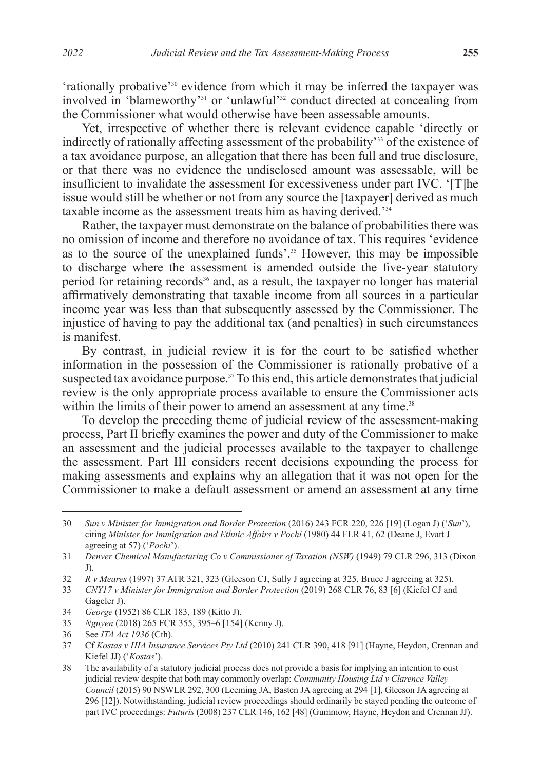'rationally probative'[30] evidence from which it may be inferred the taxpayer was involved in 'blameworthy'[31] or 'unlawful'[32] conduct directed at concealing from the Commissioner what would otherwise have been assessable amounts.

Yet, irrespective of whether there is relevant evidence capable 'directly or indirectly of rationally affecting assessment of the probability'[33] of the existence of a tax avoidance purpose, an allegation that there has been full and true disclosure, or that there was no evidence the undisclosed amount was assessable, will be insufficient to invalidate the assessment for excessiveness under part IVC. '[T]he issue would still be whether or not from any source the [taxpayer] derived as much taxable income as the assessment treats him as having derived.'[34]

Rather, the taxpayer must demonstrate on the balance of probabilities there was no omission of income and therefore no avoidance of tax. This requires 'evidence as to the source of the unexplained funds'.[35] However, this may be impossible to discharge where the assessment is amended outside the five-year statutory period for retaining records[36] and, as a result, the taxpayer no longer has material affirmatively demonstrating that taxable income from all sources in a particular income year was less than that subsequently assessed by the Commissioner. The injustice of having to pay the additional tax (and penalties) in such circumstances is manifest.

By contrast, in judicial review it is for the court to be satisfied whether information in the possession of the Commissioner is rationally probative of a suspected tax avoidance purpose.[37] To this end, this article demonstrates that judicial review is the only appropriate process available to ensure the Commissioner acts within the limits of their power to amend an assessment at any time.[38]

To develop the preceding theme of judicial review of the assessment-making process, Part II briefly examines the power and duty of the Commissioner to make an assessment and the judicial processes available to the taxpayer to challenge the assessment. Part III considers recent decisions expounding the process for making assessments and explains why an allegation that it was not open for the Commissioner to make a default assessment or amend an assessment at any time

---

30 *Sun v Minister for Immigration and Border Protection* (2016) 243 FCR 220, 226 [19] (Logan J) ('*Sun*'), citing *Minister for Immigration and Ethnic Affairs v Pochi* (1980) 44 FLR 41, 62 (Deane J, Evatt J agreeing at 57) ('*Pochi*').

31 *Denver Chemical Manufacturing Co v Commissioner of Taxation (NSW)* (1949) 79 CLR 296, 313 (Dixon J).

32 *R v Meares* (1997) 37 ATR 321, 323 (Gleeson CJ, Sully J agreeing at 325, Bruce J agreeing at 325).

33 *CNY17 v Minister for Immigration and Border Protection* (2019) 268 CLR 76, 83 [6] (Kiefel CJ and Gageler J).

34 *George* (1952) 86 CLR 183, 189 (Kitto J).

35 *Nguyen* (2018) 265 FCR 355, 395–6 [154] (Kenny J).

36 See *ITA Act 1936* (Cth).

37 Cf *Kostas v HIA Insurance Services Pty Ltd* (2010) 241 CLR 390, 418 [91] (Hayne, Heydon, Crennan and Kiefel JJ) ('*Kostas*').

38 The availability of a statutory judicial process does not provide a basis for implying an intention to oust judicial review despite that both may commonly overlap: *Community Housing Ltd v Clarence Valley Council* (2015) 90 NSWLR 292, 300 (Leeming JA, Basten JA agreeing at 294 [1], Gleeson JA agreeing at 296 [12]). Notwithstanding, judicial review proceedings should ordinarily be stayed pending the outcome of part IVC proceedings: *Futuris* (2008) 237 CLR 146, 162 [48] (Gummow, Hayne, Heydon and Crennan JJ).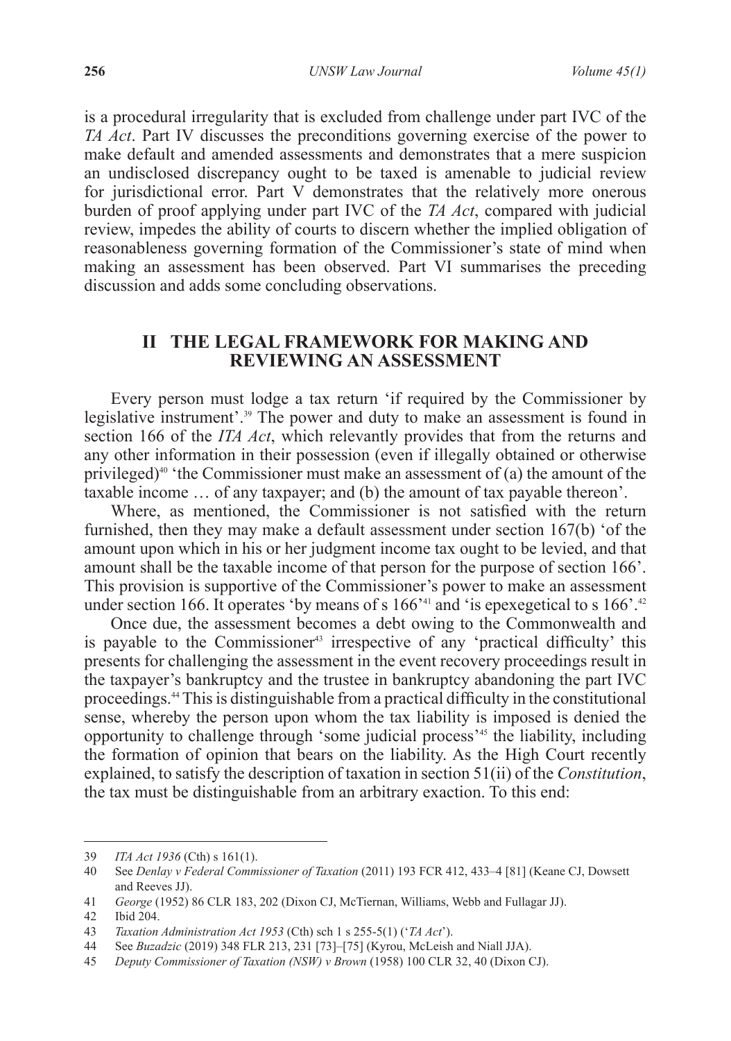is a procedural irregularity that is excluded from challenge under part IVC of the *TA Act*. Part IV discusses the preconditions governing exercise of the power to make default and amended assessments and demonstrates that a mere suspicion an undisclosed discrepancy ought to be taxed is amenable to judicial review for jurisdictional error. Part V demonstrates that the relatively more onerous burden of proof applying under part IVC of the *TA Act*, compared with judicial review, impedes the ability of courts to discern whether the implied obligation of reasonableness governing formation of the Commissioner's state of mind when making an assessment has been observed. Part VI summarises the preceding discussion and adds some concluding observations.

## II THE LEGAL FRAMEWORK FOR MAKING AND REVIEWING AN ASSESSMENT

Every person must lodge a tax return 'if required by the Commissioner by legislative instrument'.[39] The power and duty to make an assessment is found in section 166 of the *ITA Act*, which relevantly provides that from the returns and any other information in their possession (even if illegally obtained or otherwise privileged)[40] 'the Commissioner must make an assessment of (a) the amount of the taxable income … of any taxpayer; and (b) the amount of tax payable thereon'.

Where, as mentioned, the Commissioner is not satisfied with the return furnished, then they may make a default assessment under section 167(b) 'of the amount upon which in his or her judgment income tax ought to be levied, and that amount shall be the taxable income of that person for the purpose of section 166'. This provision is supportive of the Commissioner's power to make an assessment under section 166. It operates 'by means of s 166'[41] and 'is epexegetical to s 166'.[42]

Once due, the assessment becomes a debt owing to the Commonwealth and is payable to the Commissioner[43] irrespective of any 'practical difficulty' this presents for challenging the assessment in the event recovery proceedings result in the taxpayer's bankruptcy and the trustee in bankruptcy abandoning the part IVC proceedings.[44] This is distinguishable from a practical difficulty in the constitutional sense, whereby the person upon whom the tax liability is imposed is denied the opportunity to challenge through 'some judicial process'[45] the liability, including the formation of opinion that bears on the liability. As the High Court recently explained, to satisfy the description of taxation in section 51(ii) of the *Constitution*, the tax must be distinguishable from an arbitrary exaction. To this end:

---

39 *ITA Act 1936* (Cth) s 161(1).

40 See *Denlay v Federal Commissioner of Taxation* (2011) 193 FCR 412, 433–4 [81] (Keane CJ, Dowsett and Reeves JJ).

41 *George* (1952) 86 CLR 183, 202 (Dixon CJ, McTiernan, Williams, Webb and Fullagar JJ).

42 Ibid 204.

43 *Taxation Administration Act 1953* (Cth) sch 1 s 255-5(1) ('*TA Act*').

44 See *Buzadzic* (2019) 348 FLR 213, 231 [73]–[75] (Kyrou, McLeish and Niall JJA).

45 *Deputy Commissioner of Taxation (NSW) v Brown* (1958) 100 CLR 32, 40 (Dixon CJ).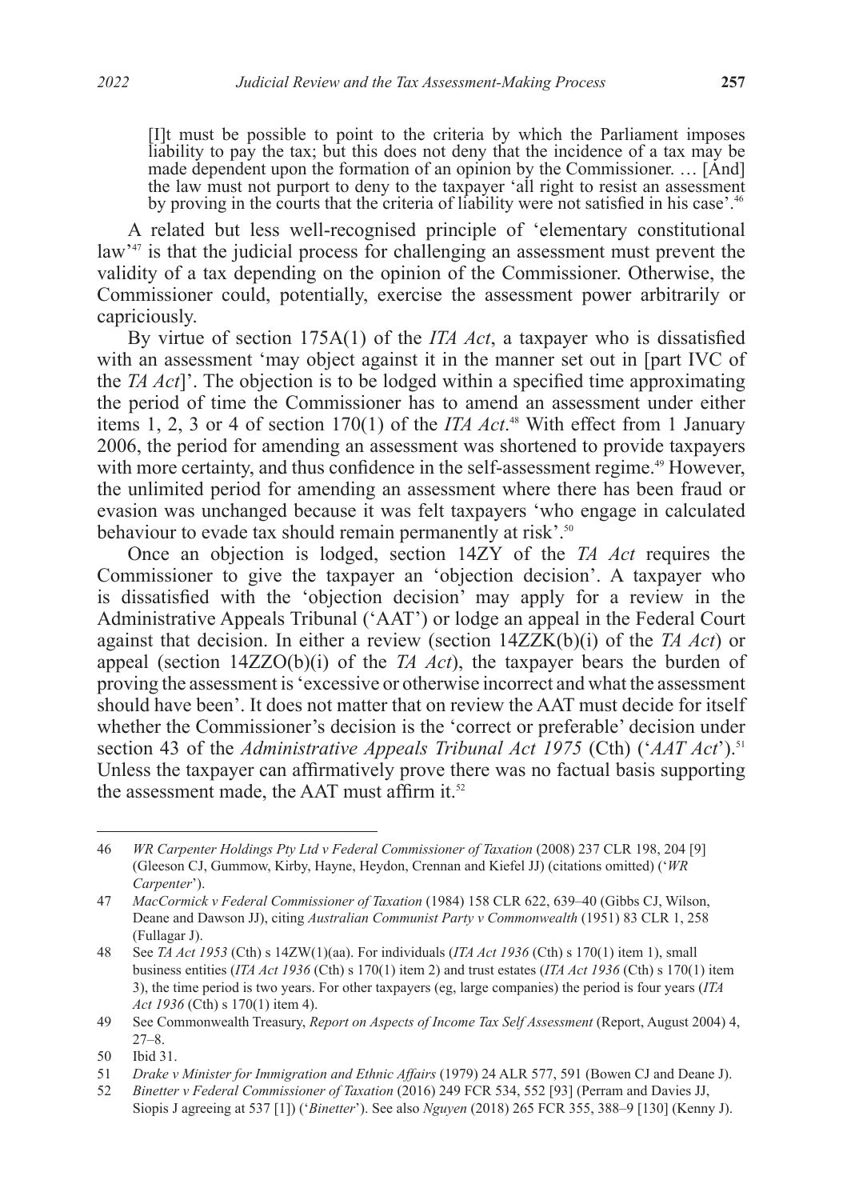> [I]t must be possible to point to the criteria by which the Parliament imposes liability to pay the tax; but this does not deny that the incidence of a tax may be made dependent upon the formation of an opinion by the Commissioner. … [And] the law must not purport to deny to the taxpayer 'all right to resist an assessment by proving in the courts that the criteria of liability were not satisfied in his case'.[46]

A related but less well-recognised principle of 'elementary constitutional law'[47] is that the judicial process for challenging an assessment must prevent the validity of a tax depending on the opinion of the Commissioner. Otherwise, the Commissioner could, potentially, exercise the assessment power arbitrarily or capriciously.

By virtue of section 175A(1) of the *ITA Act*, a taxpayer who is dissatisfied with an assessment 'may object against it in the manner set out in [part IVC of the *TA Act*]'. The objection is to be lodged within a specified time approximating the period of time the Commissioner has to amend an assessment under either items 1, 2, 3 or 4 of section 170(1) of the *ITA Act*.[48] With effect from 1 January 2006, the period for amending an assessment was shortened to provide taxpayers with more certainty, and thus confidence in the self-assessment regime.[49] However, the unlimited period for amending an assessment where there has been fraud or evasion was unchanged because it was felt taxpayers 'who engage in calculated behaviour to evade tax should remain permanently at risk'.[50]

Once an objection is lodged, section 14ZY of the *TA Act* requires the Commissioner to give the taxpayer an 'objection decision'. A taxpayer who is dissatisfied with the 'objection decision' may apply for a review in the Administrative Appeals Tribunal ('AAT') or lodge an appeal in the Federal Court against that decision. In either a review (section 14ZZK(b)(i) of the *TA Act*) or appeal (section 14ZZO(b)(i) of the *TA Act*), the taxpayer bears the burden of proving the assessment is 'excessive or otherwise incorrect and what the assessment should have been'. It does not matter that on review the AAT must decide for itself whether the Commissioner's decision is the 'correct or preferable' decision under section 43 of the *Administrative Appeals Tribunal Act 1975* (Cth) ('*AAT Act*').[51] Unless the taxpayer can affirmatively prove there was no factual basis supporting the assessment made, the AAT must affirm it.[52]

---

46 *WR Carpenter Holdings Pty Ltd v Federal Commissioner of Taxation* (2008) 237 CLR 198, 204 [9] (Gleeson CJ, Gummow, Kirby, Hayne, Heydon, Crennan and Kiefel JJ) (citations omitted) ('*WR Carpenter*').

47 *MacCormick v Federal Commissioner of Taxation* (1984) 158 CLR 622, 639–40 (Gibbs CJ, Wilson, Deane and Dawson JJ), citing *Australian Communist Party v Commonwealth* (1951) 83 CLR 1, 258 (Fullagar J).

48 See *TA Act 1953* (Cth) s 14ZW(1)(aa). For individuals (*ITA Act 1936* (Cth) s 170(1) item 1), small business entities (*ITA Act 1936* (Cth) s 170(1) item 2) and trust estates (*ITA Act 1936* (Cth) s 170(1) item 3), the time period is two years. For other taxpayers (eg, large companies) the period is four years (*ITA Act 1936* (Cth) s 170(1) item 4).

49 See Commonwealth Treasury, *Report on Aspects of Income Tax Self Assessment* (Report, August 2004) 4, 27–8.

50 Ibid 31.

51 *Drake v Minister for Immigration and Ethnic Affairs* (1979) 24 ALR 577, 591 (Bowen CJ and Deane J).

52 *Binetter v Federal Commissioner of Taxation* (2016) 249 FCR 534, 552 [93] (Perram and Davies JJ, Siopis J agreeing at 537 [1]) ('*Binetter*'). See also *Nguyen* (2018) 265 FCR 355, 388–9 [130] (Kenny J).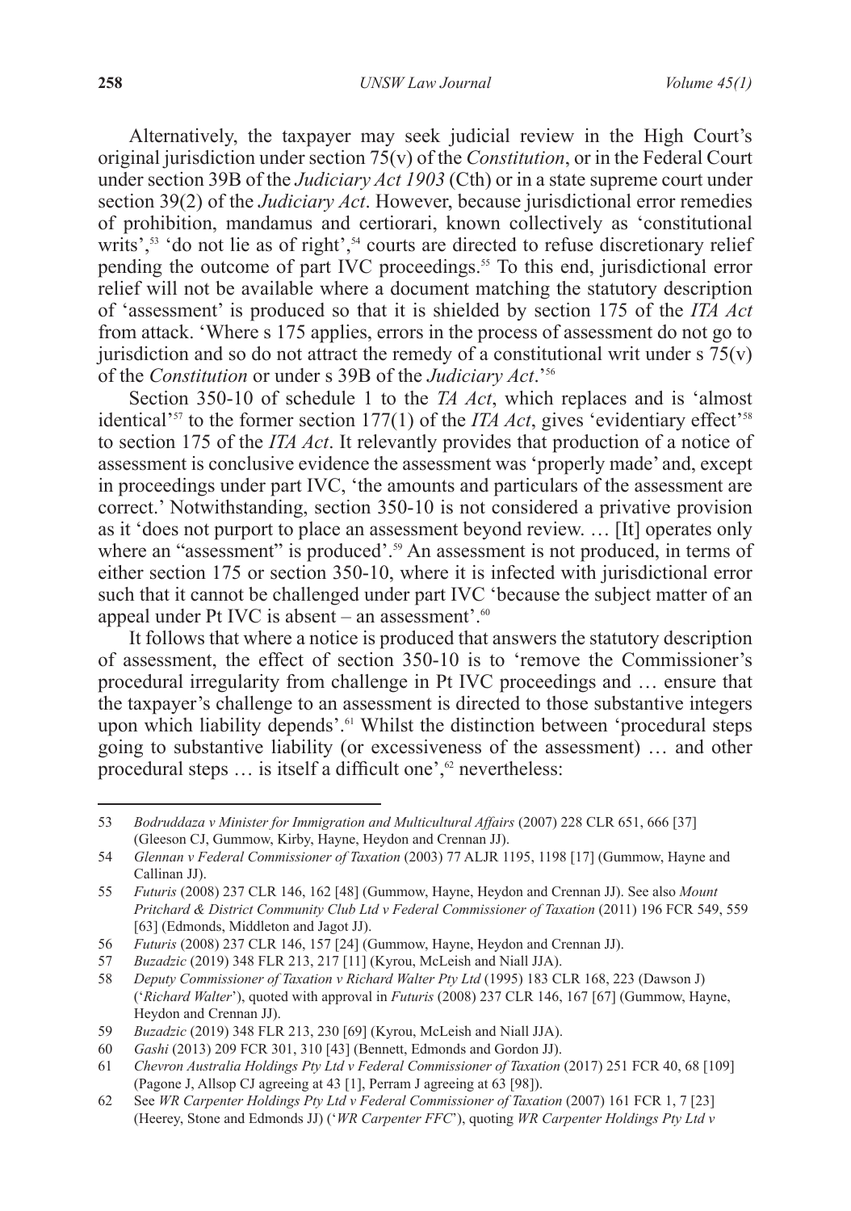Alternatively, the taxpayer may seek judicial review in the High Court's original jurisdiction under section 75(v) of the *Constitution*, or in the Federal Court under section 39B of the *Judiciary Act 1903* (Cth) or in a state supreme court under section 39(2) of the *Judiciary Act*. However, because jurisdictional error remedies of prohibition, mandamus and certiorari, known collectively as 'constitutional writs',[53] 'do not lie as of right',[54] courts are directed to refuse discretionary relief pending the outcome of part IVC proceedings.[55] To this end, jurisdictional error relief will not be available where a document matching the statutory description of 'assessment' is produced so that it is shielded by section 175 of the *ITA Act* from attack. 'Where s 175 applies, errors in the process of assessment do not go to jurisdiction and so do not attract the remedy of a constitutional writ under s 75(v) of the *Constitution* or under s 39B of the *Judiciary Act*.'[56]

Section 350-10 of schedule 1 to the *TA Act*, which replaces and is 'almost identical'[57] to the former section 177(1) of the *ITA Act*, gives 'evidentiary effect'[58] to section 175 of the *ITA Act*. It relevantly provides that production of a notice of assessment is conclusive evidence the assessment was 'properly made' and, except in proceedings under part IVC, 'the amounts and particulars of the assessment are correct.' Notwithstanding, section 350-10 is not considered a privative provision as it 'does not purport to place an assessment beyond review. … [It] operates only where an "assessment" is produced'.[59] An assessment is not produced, in terms of either section 175 or section 350-10, where it is infected with jurisdictional error such that it cannot be challenged under part IVC 'because the subject matter of an appeal under Pt IVC is absent – an assessment'.[60]

It follows that where a notice is produced that answers the statutory description of assessment, the effect of section 350-10 is to 'remove the Commissioner's procedural irregularity from challenge in Pt IVC proceedings and … ensure that the taxpayer's challenge to an assessment is directed to those substantive integers upon which liability depends'.[61] Whilst the distinction between 'procedural steps going to substantive liability (or excessiveness of the assessment) … and other procedural steps … is itself a difficult one',[62] nevertheless:

---

53 *Bodruddaza v Minister for Immigration and Multicultural Affairs* (2007) 228 CLR 651, 666 [37] (Gleeson CJ, Gummow, Kirby, Hayne, Heydon and Crennan JJ).

54 *Glennan v Federal Commissioner of Taxation* (2003) 77 ALJR 1195, 1198 [17] (Gummow, Hayne and Callinan JJ).

55 *Futuris* (2008) 237 CLR 146, 162 [48] (Gummow, Hayne, Heydon and Crennan JJ). See also *Mount Pritchard & District Community Club Ltd v Federal Commissioner of Taxation* (2011) 196 FCR 549, 559 [63] (Edmonds, Middleton and Jagot JJ).

56 *Futuris* (2008) 237 CLR 146, 157 [24] (Gummow, Hayne, Heydon and Crennan JJ).

57 *Buzadzic* (2019) 348 FLR 213, 217 [11] (Kyrou, McLeish and Niall JJA).

58 *Deputy Commissioner of Taxation v Richard Walter Pty Ltd* (1995) 183 CLR 168, 223 (Dawson J) ('*Richard Walter*'), quoted with approval in *Futuris* (2008) 237 CLR 146, 167 [67] (Gummow, Hayne, Heydon and Crennan JJ).

59 *Buzadzic* (2019) 348 FLR 213, 230 [69] (Kyrou, McLeish and Niall JJA).

60 *Gashi* (2013) 209 FCR 301, 310 [43] (Bennett, Edmonds and Gordon JJ).

61 *Chevron Australia Holdings Pty Ltd v Federal Commissioner of Taxation* (2017) 251 FCR 40, 68 [109] (Pagone J, Allsop CJ agreeing at 43 [1], Perram J agreeing at 63 [98]).

62 See *WR Carpenter Holdings Pty Ltd v Federal Commissioner of Taxation* (2007) 161 FCR 1, 7 [23] (Heerey, Stone and Edmonds JJ) ('*WR Carpenter FFC*'), quoting *WR Carpenter Holdings Pty Ltd v*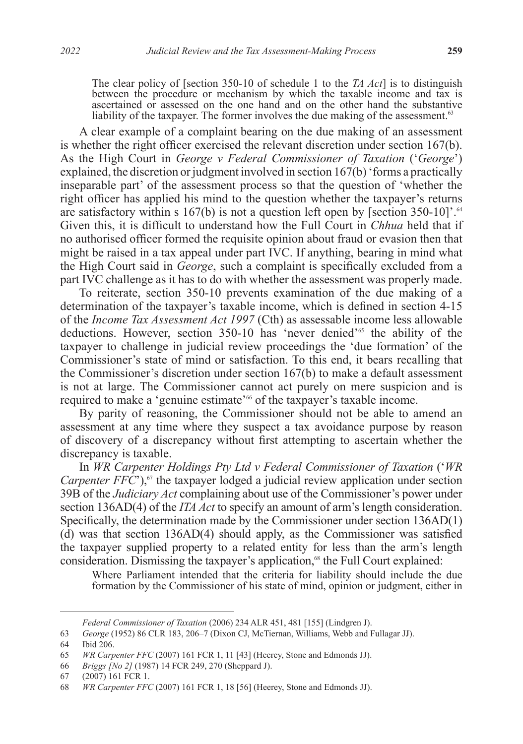> The clear policy of [section 350-10 of schedule 1 to the *TA Act*] is to distinguish between the procedure or mechanism by which the taxable income and tax is ascertained or assessed on the one hand and on the other hand the substantive liability of the taxpayer. The former involves the due making of the assessment.[63]

A clear example of a complaint bearing on the due making of an assessment is whether the right officer exercised the relevant discretion under section 167(b). As the High Court in *George v Federal Commissioner of Taxation* ('*George*') explained, the discretion or judgment involved in section 167(b) 'forms a practically inseparable part' of the assessment process so that the question of 'whether the right officer has applied his mind to the question whether the taxpayer's returns are satisfactory within s 167(b) is not a question left open by [section 350-10]'.[64] Given this, it is difficult to understand how the Full Court in *Chhua* held that if no authorised officer formed the requisite opinion about fraud or evasion then that might be raised in a tax appeal under part IVC. If anything, bearing in mind what the High Court said in *George*, such a complaint is specifically excluded from a part IVC challenge as it has to do with whether the assessment was properly made.

To reiterate, section 350-10 prevents examination of the due making of a determination of the taxpayer's taxable income, which is defined in section 4-15 of the *Income Tax Assessment Act 1997* (Cth) as assessable income less allowable deductions. However, section 350-10 has 'never denied'[65] the ability of the taxpayer to challenge in judicial review proceedings the 'due formation' of the Commissioner's state of mind or satisfaction. To this end, it bears recalling that the Commissioner's discretion under section 167(b) to make a default assessment is not at large. The Commissioner cannot act purely on mere suspicion and is required to make a 'genuine estimate'[66] of the taxpayer's taxable income.

By parity of reasoning, the Commissioner should not be able to amend an assessment at any time where they suspect a tax avoidance purpose by reason of discovery of a discrepancy without first attempting to ascertain whether the discrepancy is taxable.

In *WR Carpenter Holdings Pty Ltd v Federal Commissioner of Taxation* ('*WR Carpenter FFC*'),[67] the taxpayer lodged a judicial review application under section 39B of the *Judiciary Act* complaining about use of the Commissioner's power under section 136AD(4) of the *ITA Act* to specify an amount of arm's length consideration. Specifically, the determination made by the Commissioner under section 136AD(1)(d) was that section 136AD(4) should apply, as the Commissioner was satisfied the taxpayer supplied property to a related entity for less than the arm's length consideration. Dismissing the taxpayer's application,[68] the Full Court explained:

> Where Parliament intended that the criteria for liability should include the due formation by the Commissioner of his state of mind, opinion or judgment, either in

---

*Federal Commissioner of Taxation* (2006) 234 ALR 451, 481 [155] (Lindgren J).

63 *George* (1952) 86 CLR 183, 206–7 (Dixon CJ, McTiernan, Williams, Webb and Fullagar JJ).

64 Ibid 206.

65 *WR Carpenter FFC* (2007) 161 FCR 1, 11 [43] (Heerey, Stone and Edmonds JJ).

66 *Briggs [No 2]* (1987) 14 FCR 249, 270 (Sheppard J).

67 (2007) 161 FCR 1.

68 *WR Carpenter FFC* (2007) 161 FCR 1, 18 [56] (Heerey, Stone and Edmonds JJ).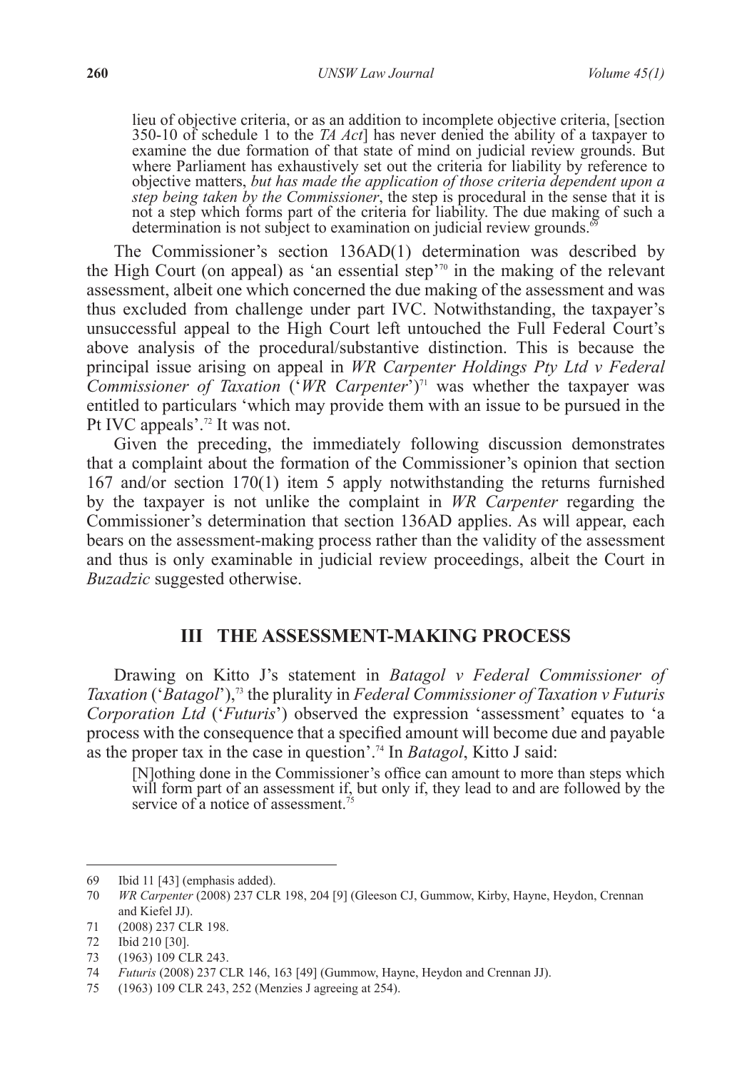> lieu of objective criteria, or as an addition to incomplete objective criteria, [section 350-10 of schedule 1 to the *TA Act*] has never denied the ability of a taxpayer to examine the due formation of that state of mind on judicial review grounds. But where Parliament has exhaustively set out the criteria for liability by reference to objective matters, *but has made the application of those criteria dependent upon a step being taken by the Commissioner*, the step is procedural in the sense that it is not a step which forms part of the criteria for liability. The due making of such a determination is not subject to examination on judicial review grounds.[69]

The Commissioner's section 136AD(1) determination was described by the High Court (on appeal) as 'an essential step'[70] in the making of the relevant assessment, albeit one which concerned the due making of the assessment and was thus excluded from challenge under part IVC. Notwithstanding, the taxpayer's unsuccessful appeal to the High Court left untouched the Full Federal Court's above analysis of the procedural/substantive distinction. This is because the principal issue arising on appeal in *WR Carpenter Holdings Pty Ltd v Federal Commissioner of Taxation* ('*WR Carpenter*')[71] was whether the taxpayer was entitled to particulars 'which may provide them with an issue to be pursued in the Pt IVC appeals'.[72] It was not.

Given the preceding, the immediately following discussion demonstrates that a complaint about the formation of the Commissioner's opinion that section 167 and/or section 170(1) item 5 apply notwithstanding the returns furnished by the taxpayer is not unlike the complaint in *WR Carpenter* regarding the Commissioner's determination that section 136AD applies. As will appear, each bears on the assessment-making process rather than the validity of the assessment and thus is only examinable in judicial review proceedings, albeit the Court in *Buzadzic* suggested otherwise.

## III THE ASSESSMENT-MAKING PROCESS

Drawing on Kitto J's statement in *Batagol v Federal Commissioner of Taxation* ('*Batagol*'),[73] the plurality in *Federal Commissioner of Taxation v Futuris Corporation Ltd* ('*Futuris*') observed the expression 'assessment' equates to 'a process with the consequence that a specified amount will become due and payable as the proper tax in the case in question'.[74] In *Batagol*, Kitto J said:

> [N]othing done in the Commissioner's office can amount to more than steps which will form part of an assessment if, but only if, they lead to and are followed by the service of a notice of assessment.[75]

---

69 Ibid 11 [43] (emphasis added).

70 *WR Carpenter* (2008) 237 CLR 198, 204 [9] (Gleeson CJ, Gummow, Kirby, Hayne, Heydon, Crennan and Kiefel JJ).

71 (2008) 237 CLR 198.

72 Ibid 210 [30].

73 (1963) 109 CLR 243.

74 *Futuris* (2008) 237 CLR 146, 163 [49] (Gummow, Hayne, Heydon and Crennan JJ).

75 (1963) 109 CLR 243, 252 (Menzies J agreeing at 254).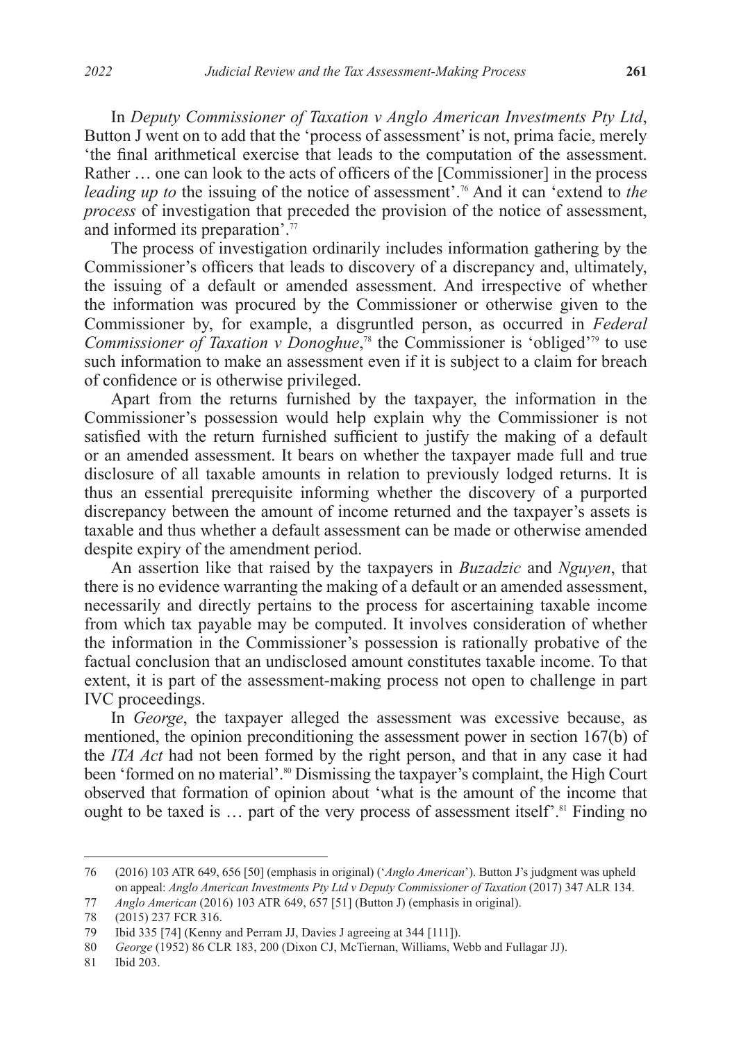In *Deputy Commissioner of Taxation v Anglo American Investments Pty Ltd*, Button J went on to add that the 'process of assessment' is not, prima facie, merely 'the final arithmetical exercise that leads to the computation of the assessment. Rather … one can look to the acts of officers of the [Commissioner] in the process *leading up to* the issuing of the notice of assessment'.[76] And it can 'extend to *the process* of investigation that preceded the provision of the notice of assessment, and informed its preparation'.[77]

The process of investigation ordinarily includes information gathering by the Commissioner's officers that leads to discovery of a discrepancy and, ultimately, the issuing of a default or amended assessment. And irrespective of whether the information was procured by the Commissioner or otherwise given to the Commissioner by, for example, a disgruntled person, as occurred in *Federal Commissioner of Taxation v Donoghue*,[78] the Commissioner is 'obliged'[79] to use such information to make an assessment even if it is subject to a claim for breach of confidence or is otherwise privileged.

Apart from the returns furnished by the taxpayer, the information in the Commissioner's possession would help explain why the Commissioner is not satisfied with the return furnished sufficient to justify the making of a default or an amended assessment. It bears on whether the taxpayer made full and true disclosure of all taxable amounts in relation to previously lodged returns. It is thus an essential prerequisite informing whether the discovery of a purported discrepancy between the amount of income returned and the taxpayer's assets is taxable and thus whether a default assessment can be made or otherwise amended despite expiry of the amendment period.

An assertion like that raised by the taxpayers in *Buzadzic* and *Nguyen*, that there is no evidence warranting the making of a default or an amended assessment, necessarily and directly pertains to the process for ascertaining taxable income from which tax payable may be computed. It involves consideration of whether the information in the Commissioner's possession is rationally probative of the factual conclusion that an undisclosed amount constitutes taxable income. To that extent, it is part of the assessment-making process not open to challenge in part IVC proceedings.

In *George*, the taxpayer alleged the assessment was excessive because, as mentioned, the opinion preconditioning the assessment power in section 167(b) of the *ITA Act* had not been formed by the right person, and that in any case it had been 'formed on no material'.[80] Dismissing the taxpayer's complaint, the High Court observed that formation of opinion about 'what is the amount of the income that ought to be taxed is … part of the very process of assessment itself'.[81] Finding no

---

76 (2016) 103 ATR 649, 656 [50] (emphasis in original) ('*Anglo American*'). Button J's judgment was upheld on appeal: *Anglo American Investments Pty Ltd v Deputy Commissioner of Taxation* (2017) 347 ALR 134.

77 *Anglo American* (2016) 103 ATR 649, 657 [51] (Button J) (emphasis in original).

78 (2015) 237 FCR 316.

79 Ibid 335 [74] (Kenny and Perram JJ, Davies J agreeing at 344 [111]).

80 *George* (1952) 86 CLR 183, 200 (Dixon CJ, McTiernan, Williams, Webb and Fullagar JJ).

81 Ibid 203.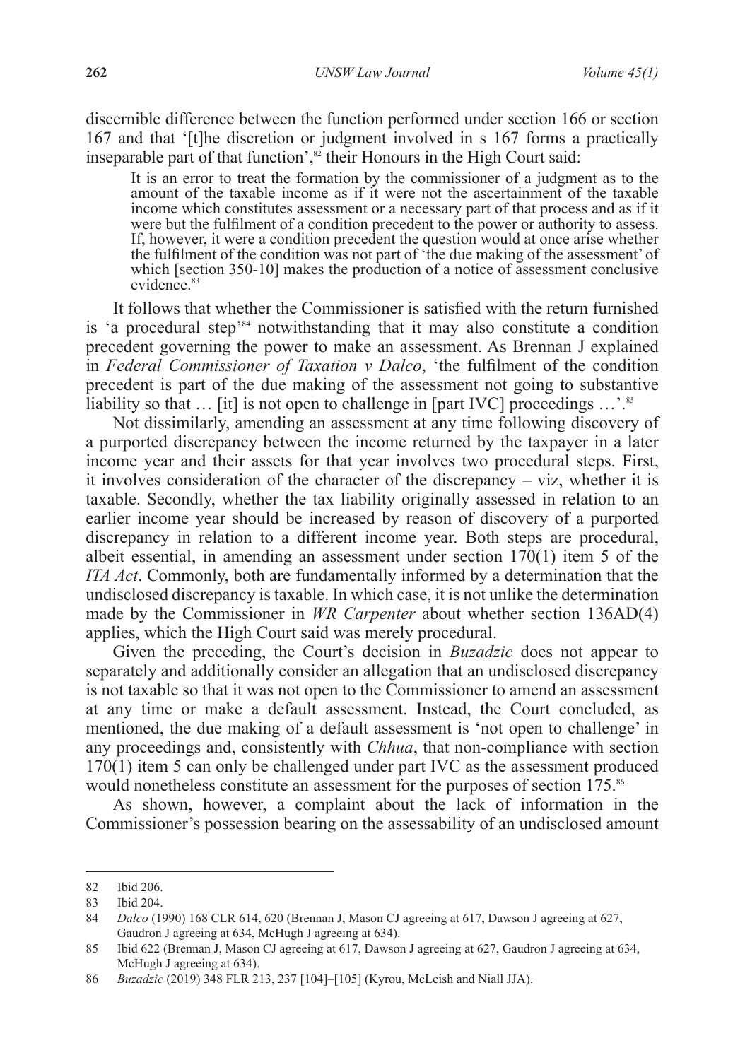discernible difference between the function performed under section 166 or section 167 and that '[t]he discretion or judgment involved in s 167 forms a practically inseparable part of that function',[82] their Honours in the High Court said:

> It is an error to treat the formation by the commissioner of a judgment as to the amount of the taxable income as if it were not the ascertainment of the taxable income which constitutes assessment or a necessary part of that process and as if it were but the fulfilment of a condition precedent to the power or authority to assess. If, however, it were a condition precedent the question would at once arise whether the fulfilment of the condition was not part of 'the due making of the assessment' of which [section 350-10] makes the production of a notice of assessment conclusive evidence.[83]

It follows that whether the Commissioner is satisfied with the return furnished is 'a procedural step'[84] notwithstanding that it may also constitute a condition precedent governing the power to make an assessment. As Brennan J explained in *Federal Commissioner of Taxation v Dalco*, 'the fulfilment of the condition precedent is part of the due making of the assessment not going to substantive liability so that … [it] is not open to challenge in [part IVC] proceedings …'.[85]

Not dissimilarly, amending an assessment at any time following discovery of a purported discrepancy between the income returned by the taxpayer in a later income year and their assets for that year involves two procedural steps. First, it involves consideration of the character of the discrepancy – viz, whether it is taxable. Secondly, whether the tax liability originally assessed in relation to an earlier income year should be increased by reason of discovery of a purported discrepancy in relation to a different income year. Both steps are procedural, albeit essential, in amending an assessment under section 170(1) item 5 of the *ITA Act*. Commonly, both are fundamentally informed by a determination that the undisclosed discrepancy is taxable. In which case, it is not unlike the determination made by the Commissioner in *WR Carpenter* about whether section 136AD(4) applies, which the High Court said was merely procedural.

Given the preceding, the Court's decision in *Buzadzic* does not appear to separately and additionally consider an allegation that an undisclosed discrepancy is not taxable so that it was not open to the Commissioner to amend an assessment at any time or make a default assessment. Instead, the Court concluded, as mentioned, the due making of a default assessment is 'not open to challenge' in any proceedings and, consistently with *Chhua*, that non-compliance with section 170(1) item 5 can only be challenged under part IVC as the assessment produced would nonetheless constitute an assessment for the purposes of section 175.[86]

As shown, however, a complaint about the lack of information in the Commissioner's possession bearing on the assessability of an undisclosed amount

---

82 Ibid 206.

83 Ibid 204.

84 *Dalco* (1990) 168 CLR 614, 620 (Brennan J, Mason CJ agreeing at 617, Dawson J agreeing at 627, Gaudron J agreeing at 634, McHugh J agreeing at 634).

85 Ibid 622 (Brennan J, Mason CJ agreeing at 617, Dawson J agreeing at 627, Gaudron J agreeing at 634, McHugh J agreeing at 634).

86 *Buzadzic* (2019) 348 FLR 213, 237 [104]–[105] (Kyrou, McLeish and Niall JJA).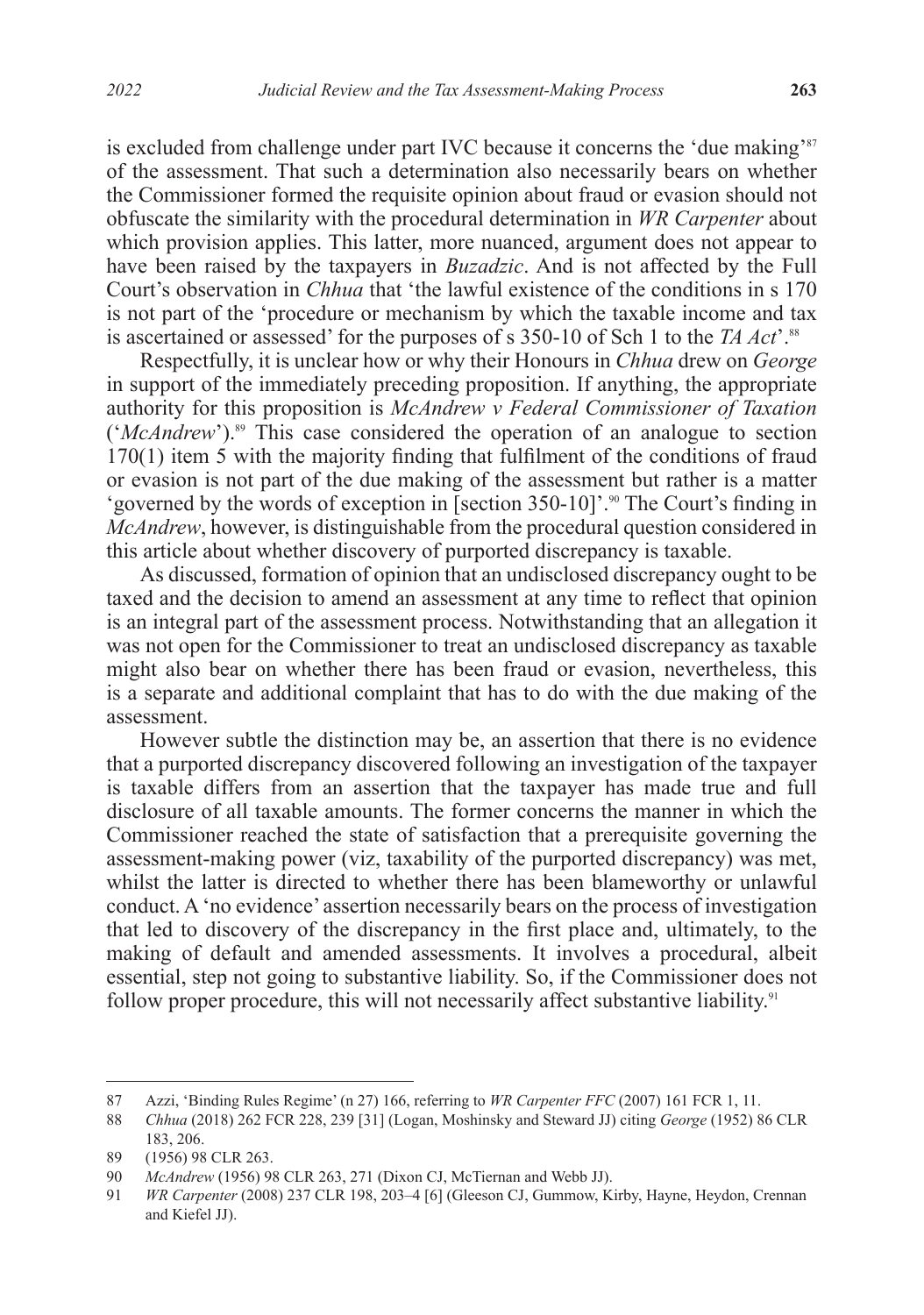is excluded from challenge under part IVC because it concerns the 'due making'[87] of the assessment. That such a determination also necessarily bears on whether the Commissioner formed the requisite opinion about fraud or evasion should not obfuscate the similarity with the procedural determination in *WR Carpenter* about which provision applies. This latter, more nuanced, argument does not appear to have been raised by the taxpayers in *Buzadzic*. And is not affected by the Full Court's observation in *Chhua* that 'the lawful existence of the conditions in s 170 is not part of the 'procedure or mechanism by which the taxable income and tax is ascertained or assessed' for the purposes of s 350-10 of Sch 1 to the *TA Act*'.[88]

Respectfully, it is unclear how or why their Honours in *Chhua* drew on *George* in support of the immediately preceding proposition. If anything, the appropriate authority for this proposition is *McAndrew v Federal Commissioner of Taxation* ('*McAndrew*').[89] This case considered the operation of an analogue to section 170(1) item 5 with the majority finding that fulfilment of the conditions of fraud or evasion is not part of the due making of the assessment but rather is a matter 'governed by the words of exception in [section 350-10]'.[90] The Court's finding in *McAndrew*, however, is distinguishable from the procedural question considered in this article about whether discovery of purported discrepancy is taxable.

As discussed, formation of opinion that an undisclosed discrepancy ought to be taxed and the decision to amend an assessment at any time to reflect that opinion is an integral part of the assessment process. Notwithstanding that an allegation it was not open for the Commissioner to treat an undisclosed discrepancy as taxable might also bear on whether there has been fraud or evasion, nevertheless, this is a separate and additional complaint that has to do with the due making of the assessment.

However subtle the distinction may be, an assertion that there is no evidence that a purported discrepancy discovered following an investigation of the taxpayer is taxable differs from an assertion that the taxpayer has made true and full disclosure of all taxable amounts. The former concerns the manner in which the Commissioner reached the state of satisfaction that a prerequisite governing the assessment-making power (viz, taxability of the purported discrepancy) was met, whilst the latter is directed to whether there has been blameworthy or unlawful conduct. A 'no evidence' assertion necessarily bears on the process of investigation that led to discovery of the discrepancy in the first place and, ultimately, to the making of default and amended assessments. It involves a procedural, albeit essential, step not going to substantive liability. So, if the Commissioner does not follow proper procedure, this will not necessarily affect substantive liability.[91]

---

87 Azzi, 'Binding Rules Regime' (n 27) 166, referring to *WR Carpenter FFC* (2007) 161 FCR 1, 11.

88 *Chhua* (2018) 262 FCR 228, 239 [31] (Logan, Moshinsky and Steward JJ) citing *George* (1952) 86 CLR 183, 206.

89 (1956) 98 CLR 263.

90 *McAndrew* (1956) 98 CLR 263, 271 (Dixon CJ, McTiernan and Webb JJ).

91 *WR Carpenter* (2008) 237 CLR 198, 203–4 [6] (Gleeson CJ, Gummow, Kirby, Hayne, Heydon, Crennan and Kiefel JJ).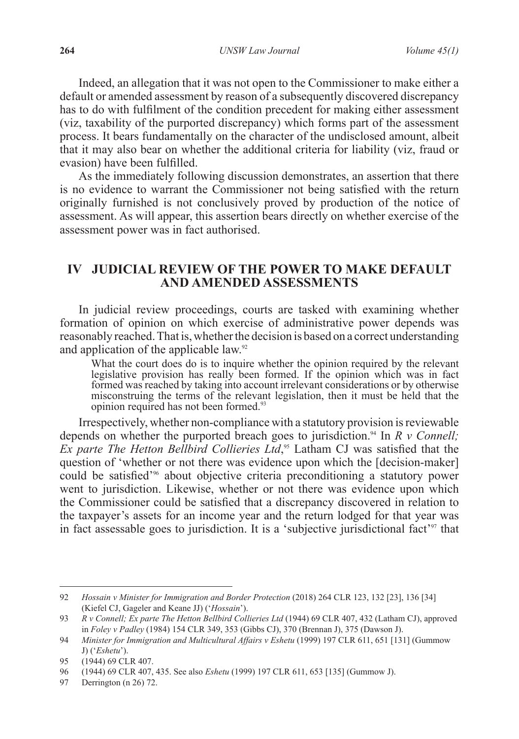Indeed, an allegation that it was not open to the Commissioner to make either a default or amended assessment by reason of a subsequently discovered discrepancy has to do with fulfilment of the condition precedent for making either assessment (viz, taxability of the purported discrepancy) which forms part of the assessment process. It bears fundamentally on the character of the undisclosed amount, albeit that it may also bear on whether the additional criteria for liability (viz, fraud or evasion) have been fulfilled.

As the immediately following discussion demonstrates, an assertion that there is no evidence to warrant the Commissioner not being satisfied with the return originally furnished is not conclusively proved by production of the notice of assessment. As will appear, this assertion bears directly on whether exercise of the assessment power was in fact authorised.

## IV JUDICIAL REVIEW OF THE POWER TO MAKE DEFAULT AND AMENDED ASSESSMENTS

In judicial review proceedings, courts are tasked with examining whether formation of opinion on which exercise of administrative power depends was reasonably reached. That is, whether the decision is based on a correct understanding and application of the applicable law.[92]

> What the court does do is to inquire whether the opinion required by the relevant legislative provision has really been formed. If the opinion which was in fact formed was reached by taking into account irrelevant considerations or by otherwise misconstruing the terms of the relevant legislation, then it must be held that the opinion required has not been formed.[93]

Irrespectively, whether non-compliance with a statutory provision is reviewable depends on whether the purported breach goes to jurisdiction.[94] In *R v Connell; Ex parte The Hetton Bellbird Collieries Ltd*,[95] Latham CJ was satisfied that the question of 'whether or not there was evidence upon which the [decision-maker] could be satisfied'[96] about objective criteria preconditioning a statutory power went to jurisdiction. Likewise, whether or not there was evidence upon which the Commissioner could be satisfied that a discrepancy discovered in relation to the taxpayer's assets for an income year and the return lodged for that year was in fact assessable goes to jurisdiction. It is a 'subjective jurisdictional fact'[97] that

---

92 *Hossain v Minister for Immigration and Border Protection* (2018) 264 CLR 123, 132 [23], 136 [34] (Kiefel CJ, Gageler and Keane JJ) ('*Hossain*').

93 *R v Connell; Ex parte The Hetton Bellbird Collieries Ltd* (1944) 69 CLR 407, 432 (Latham CJ), approved in *Foley v Padley* (1984) 154 CLR 349, 353 (Gibbs CJ), 370 (Brennan J), 375 (Dawson J).

94 *Minister for Immigration and Multicultural Affairs v Eshetu* (1999) 197 CLR 611, 651 [131] (Gummow J) ('*Eshetu*').

95 (1944) 69 CLR 407.

96 (1944) 69 CLR 407, 435. See also *Eshetu* (1999) 197 CLR 611, 653 [135] (Gummow J).

97 Derrington (n 26) 72.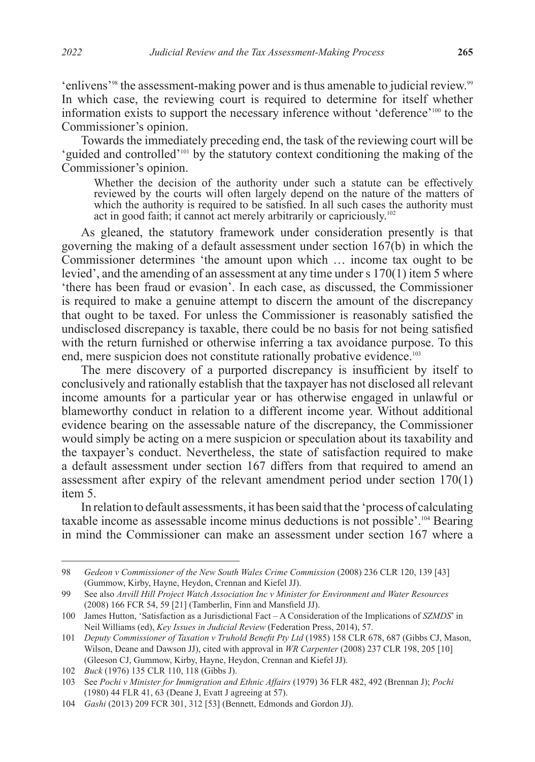'enlivens'[98] the assessment-making power and is thus amenable to judicial review.[99] In which case, the reviewing court is required to determine for itself whether information exists to support the necessary inference without 'deference'[100] to the Commissioner's opinion.

Towards the immediately preceding end, the task of the reviewing court will be 'guided and controlled'[101] by the statutory context conditioning the making of the Commissioner's opinion.

> Whether the decision of the authority under such a statute can be effectively reviewed by the courts will often largely depend on the nature of the matters of which the authority is required to be satisfied. In all such cases the authority must act in good faith; it cannot act merely arbitrarily or capriciously.[102]

As gleaned, the statutory framework under consideration presently is that governing the making of a default assessment under section 167(b) in which the Commissioner determines 'the amount upon which … income tax ought to be levied', and the amending of an assessment at any time under s 170(1) item 5 where 'there has been fraud or evasion'. In each case, as discussed, the Commissioner is required to make a genuine attempt to discern the amount of the discrepancy that ought to be taxed. For unless the Commissioner is reasonably satisfied the undisclosed discrepancy is taxable, there could be no basis for not being satisfied with the return furnished or otherwise inferring a tax avoidance purpose. To this end, mere suspicion does not constitute rationally probative evidence.[103]

The mere discovery of a purported discrepancy is insufficient by itself to conclusively and rationally establish that the taxpayer has not disclosed all relevant income amounts for a particular year or has otherwise engaged in unlawful or blameworthy conduct in relation to a different income year. Without additional evidence bearing on the assessable nature of the discrepancy, the Commissioner would simply be acting on a mere suspicion or speculation about its taxability and the taxpayer's conduct. Nevertheless, the state of satisfaction required to make a default assessment under section 167 differs from that required to amend an assessment after expiry of the relevant amendment period under section 170(1) item 5.

In relation to default assessments, it has been said that the 'process of calculating taxable income as assessable income minus deductions is not possible'.[104] Bearing in mind the Commissioner can make an assessment under section 167 where a

---

98 *Gedeon v Commissioner of the New South Wales Crime Commission* (2008) 236 CLR 120, 139 [43] (Gummow, Kirby, Hayne, Heydon, Crennan and Kiefel JJ).

99 See also *Anvill Hill Project Watch Association Inc v Minister for Environment and Water Resources* (2008) 166 FCR 54, 59 [21] (Tamberlin, Finn and Mansfield JJ).

100 James Hutton, 'Satisfaction as a Jurisdictional Fact – A Consideration of the Implications of *SZMDS*' in Neil Williams (ed), *Key Issues in Judicial Review* (Federation Press, 2014), 57.

101 *Deputy Commissioner of Taxation v Truhold Benefit Pty Ltd* (1985) 158 CLR 678, 687 (Gibbs CJ, Mason, Wilson, Deane and Dawson JJ), cited with approval in *WR Carpenter* (2008) 237 CLR 198, 205 [10] (Gleeson CJ, Gummow, Kirby, Hayne, Heydon, Crennan and Kiefel JJ).

102 *Buck* (1976) 135 CLR 110, 118 (Gibbs J).

103 See *Pochi v Minister for Immigration and Ethnic Affairs* (1979) 36 FLR 482, 492 (Brennan J); *Pochi* (1980) 44 FLR 41, 63 (Deane J, Evatt J agreeing at 57).

104 *Gashi* (2013) 209 FCR 301, 312 [53] (Bennett, Edmonds and Gordon JJ).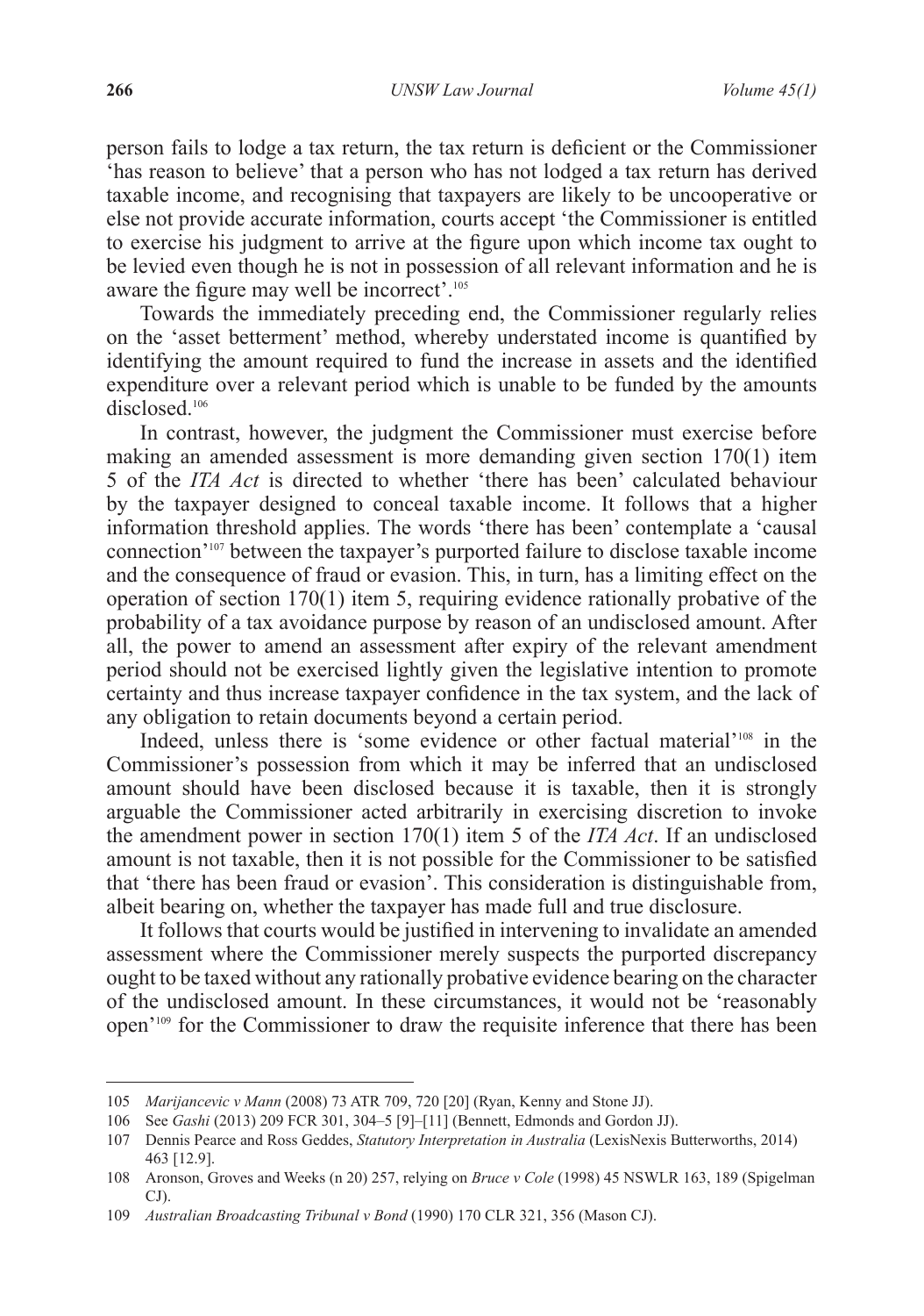person fails to lodge a tax return, the tax return is deficient or the Commissioner 'has reason to believe' that a person who has not lodged a tax return has derived taxable income, and recognising that taxpayers are likely to be uncooperative or else not provide accurate information, courts accept 'the Commissioner is entitled to exercise his judgment to arrive at the figure upon which income tax ought to be levied even though he is not in possession of all relevant information and he is aware the figure may well be incorrect'.[105]

Towards the immediately preceding end, the Commissioner regularly relies on the 'asset betterment' method, whereby understated income is quantified by identifying the amount required to fund the increase in assets and the identified expenditure over a relevant period which is unable to be funded by the amounts disclosed.[106]

In contrast, however, the judgment the Commissioner must exercise before making an amended assessment is more demanding given section 170(1) item 5 of the *ITA Act* is directed to whether 'there has been' calculated behaviour by the taxpayer designed to conceal taxable income. It follows that a higher information threshold applies. The words 'there has been' contemplate a 'causal connection'[107] between the taxpayer's purported failure to disclose taxable income and the consequence of fraud or evasion. This, in turn, has a limiting effect on the operation of section 170(1) item 5, requiring evidence rationally probative of the probability of a tax avoidance purpose by reason of an undisclosed amount. After all, the power to amend an assessment after expiry of the relevant amendment period should not be exercised lightly given the legislative intention to promote certainty and thus increase taxpayer confidence in the tax system, and the lack of any obligation to retain documents beyond a certain period.

Indeed, unless there is 'some evidence or other factual material'[108] in the Commissioner's possession from which it may be inferred that an undisclosed amount should have been disclosed because it is taxable, then it is strongly arguable the Commissioner acted arbitrarily in exercising discretion to invoke the amendment power in section 170(1) item 5 of the *ITA Act*. If an undisclosed amount is not taxable, then it is not possible for the Commissioner to be satisfied that 'there has been fraud or evasion'. This consideration is distinguishable from, albeit bearing on, whether the taxpayer has made full and true disclosure.

It follows that courts would be justified in intervening to invalidate an amended assessment where the Commissioner merely suspects the purported discrepancy ought to be taxed without any rationally probative evidence bearing on the character of the undisclosed amount. In these circumstances, it would not be 'reasonably open'[109] for the Commissioner to draw the requisite inference that there has been

---

105 *Marijancevic v Mann* (2008) 73 ATR 709, 720 [20] (Ryan, Kenny and Stone JJ).

106 See *Gashi* (2013) 209 FCR 301, 304–5 [9]–[11] (Bennett, Edmonds and Gordon JJ).

107 Dennis Pearce and Ross Geddes, *Statutory Interpretation in Australia* (LexisNexis Butterworths, 2014) 463 [12.9].

108 Aronson, Groves and Weeks (n 20) 257, relying on *Bruce v Cole* (1998) 45 NSWLR 163, 189 (Spigelman CJ).

109 *Australian Broadcasting Tribunal v Bond* (1990) 170 CLR 321, 356 (Mason CJ).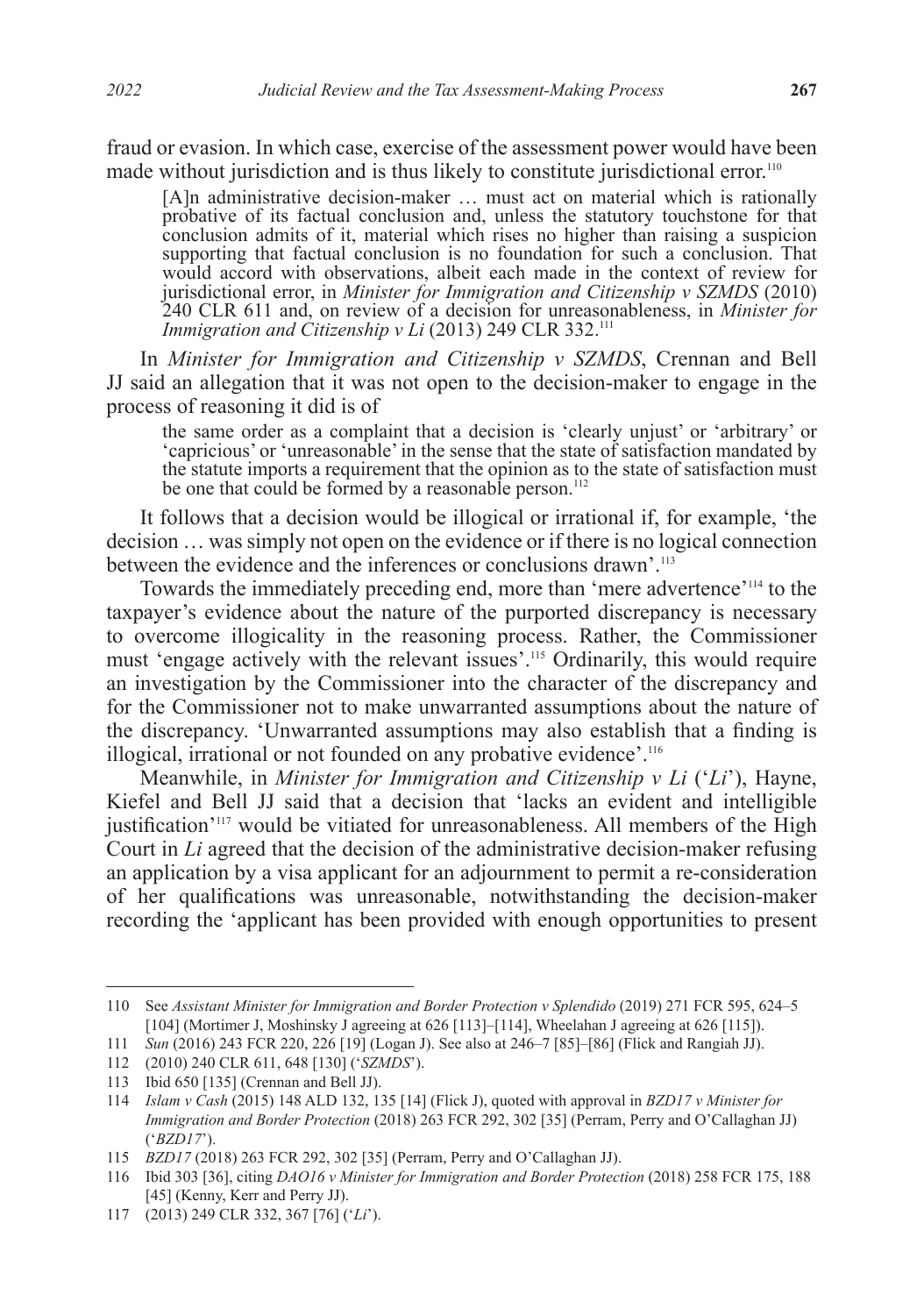fraud or evasion. In which case, exercise of the assessment power would have been made without jurisdiction and is thus likely to constitute jurisdictional error.[110]

> [A]n administrative decision-maker … must act on material which is rationally probative of its factual conclusion and, unless the statutory touchstone for that conclusion admits of it, material which rises no higher than raising a suspicion supporting that factual conclusion is no foundation for such a conclusion. That would accord with observations, albeit each made in the context of review for jurisdictional error, in *Minister for Immigration and Citizenship v SZMDS* (2010) 240 CLR 611 and, on review of a decision for unreasonableness, in *Minister for Immigration and Citizenship v Li* (2013) 249 CLR 332.[111]

In *Minister for Immigration and Citizenship v SZMDS*, Crennan and Bell JJ said an allegation that it was not open to the decision-maker to engage in the process of reasoning it did is of

> the same order as a complaint that a decision is 'clearly unjust' or 'arbitrary' or 'capricious' or 'unreasonable' in the sense that the state of satisfaction mandated by the statute imports a requirement that the opinion as to the state of satisfaction must be one that could be formed by a reasonable person.[112]

It follows that a decision would be illogical or irrational if, for example, 'the decision … was simply not open on the evidence or if there is no logical connection between the evidence and the inferences or conclusions drawn'.[113]

Towards the immediately preceding end, more than 'mere advertence'[114] to the taxpayer's evidence about the nature of the purported discrepancy is necessary to overcome illogicality in the reasoning process. Rather, the Commissioner must 'engage actively with the relevant issues'.[115] Ordinarily, this would require an investigation by the Commissioner into the character of the discrepancy and for the Commissioner not to make unwarranted assumptions about the nature of the discrepancy. 'Unwarranted assumptions may also establish that a finding is illogical, irrational or not founded on any probative evidence'.[116]

Meanwhile, in *Minister for Immigration and Citizenship v Li* ('*Li*'), Hayne, Kiefel and Bell JJ said that a decision that 'lacks an evident and intelligible justification'[117] would be vitiated for unreasonableness. All members of the High Court in *Li* agreed that the decision of the administrative decision-maker refusing an application by a visa applicant for an adjournment to permit a re-consideration of her qualifications was unreasonable, notwithstanding the decision-maker recording the 'applicant has been provided with enough opportunities to present

---

110 See *Assistant Minister for Immigration and Border Protection v Splendido* (2019) 271 FCR 595, 624–5 [104] (Mortimer J, Moshinsky J agreeing at 626 [113]–[114], Wheelahan J agreeing at 626 [115]).

111 *Sun* (2016) 243 FCR 220, 226 [19] (Logan J). See also at 246–7 [85]–[86] (Flick and Rangiah JJ).

112 (2010) 240 CLR 611, 648 [130] ('*SZMDS*').

113 Ibid 650 [135] (Crennan and Bell JJ).

114 *Islam v Cash* (2015) 148 ALD 132, 135 [14] (Flick J), quoted with approval in *BZD17 v Minister for Immigration and Border Protection* (2018) 263 FCR 292, 302 [35] (Perram, Perry and O'Callaghan JJ) ('*BZD17*').

115 *BZD17* (2018) 263 FCR 292, 302 [35] (Perram, Perry and O'Callaghan JJ).

116 Ibid 303 [36], citing *DAO16 v Minister for Immigration and Border Protection* (2018) 258 FCR 175, 188 [45] (Kenny, Kerr and Perry JJ).

117 (2013) 249 CLR 332, 367 [76] ('*Li*').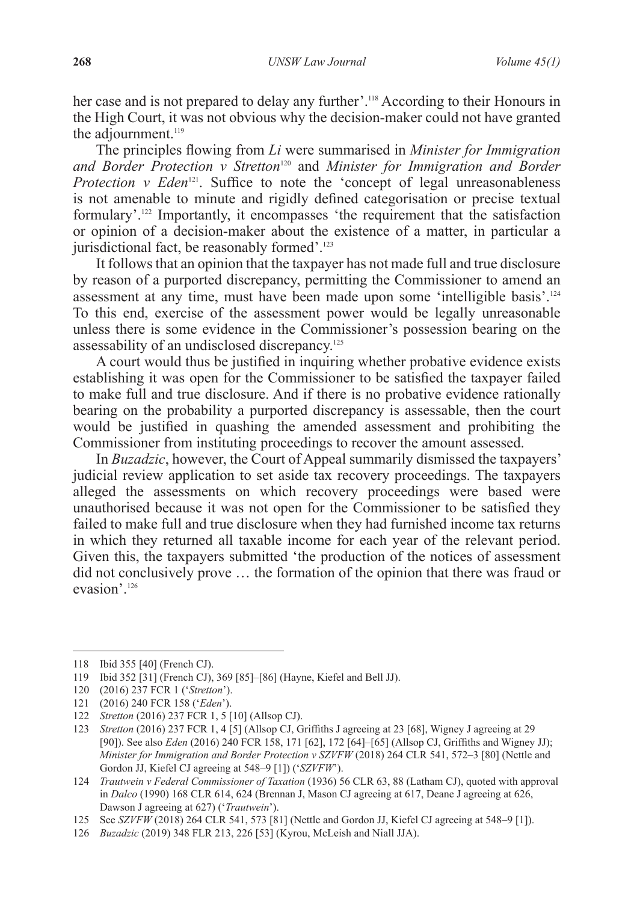her case and is not prepared to delay any further'.[118] According to their Honours in the High Court, it was not obvious why the decision-maker could not have granted the adjournment.[119]

The principles flowing from *Li* were summarised in *Minister for Immigration and Border Protection v Stretton*[120] and *Minister for Immigration and Border Protection v Eden*[121]. Suffice to note the 'concept of legal unreasonableness is not amenable to minute and rigidly defined categorisation or precise textual formulary'.[122] Importantly, it encompasses 'the requirement that the satisfaction or opinion of a decision-maker about the existence of a matter, in particular a jurisdictional fact, be reasonably formed'.[123]

It follows that an opinion that the taxpayer has not made full and true disclosure by reason of a purported discrepancy, permitting the Commissioner to amend an assessment at any time, must have been made upon some 'intelligible basis'.[124] To this end, exercise of the assessment power would be legally unreasonable unless there is some evidence in the Commissioner's possession bearing on the assessability of an undisclosed discrepancy.[125]

A court would thus be justified in inquiring whether probative evidence exists establishing it was open for the Commissioner to be satisfied the taxpayer failed to make full and true disclosure. And if there is no probative evidence rationally bearing on the probability a purported discrepancy is assessable, then the court would be justified in quashing the amended assessment and prohibiting the Commissioner from instituting proceedings to recover the amount assessed.

In *Buzadzic*, however, the Court of Appeal summarily dismissed the taxpayers' judicial review application to set aside tax recovery proceedings. The taxpayers alleged the assessments on which recovery proceedings were based were unauthorised because it was not open for the Commissioner to be satisfied they failed to make full and true disclosure when they had furnished income tax returns in which they returned all taxable income for each year of the relevant period. Given this, the taxpayers submitted 'the production of the notices of assessment did not conclusively prove … the formation of the opinion that there was fraud or evasion'.[126]

---

118 Ibid 355 [40] (French CJ).

119 Ibid 352 [31] (French CJ), 369 [85]–[86] (Hayne, Kiefel and Bell JJ).

120 (2016) 237 FCR 1 ('*Stretton*').

121 (2016) 240 FCR 158 ('*Eden*').

122 *Stretton* (2016) 237 FCR 1, 5 [10] (Allsop CJ).

123 *Stretton* (2016) 237 FCR 1, 4 [5] (Allsop CJ, Griffiths J agreeing at 23 [68], Wigney J agreeing at 29 [90]). See also *Eden* (2016) 240 FCR 158, 171 [62], 172 [64]–[65] (Allsop CJ, Griffiths and Wigney JJ); *Minister for Immigration and Border Protection v SZVFW* (2018) 264 CLR 541, 572–3 [80] (Nettle and Gordon JJ, Kiefel CJ agreeing at 548–9 [1]) ('*SZVFW*').

124 *Trautwein v Federal Commissioner of Taxation* (1936) 56 CLR 63, 88 (Latham CJ), quoted with approval in *Dalco* (1990) 168 CLR 614, 624 (Brennan J, Mason CJ agreeing at 617, Deane J agreeing at 626, Dawson J agreeing at 627) ('*Trautwein*').

125 See *SZVFW* (2018) 264 CLR 541, 573 [81] (Nettle and Gordon JJ, Kiefel CJ agreeing at 548–9 [1]).

126 *Buzadzic* (2019) 348 FLR 213, 226 [53] (Kyrou, McLeish and Niall JJA).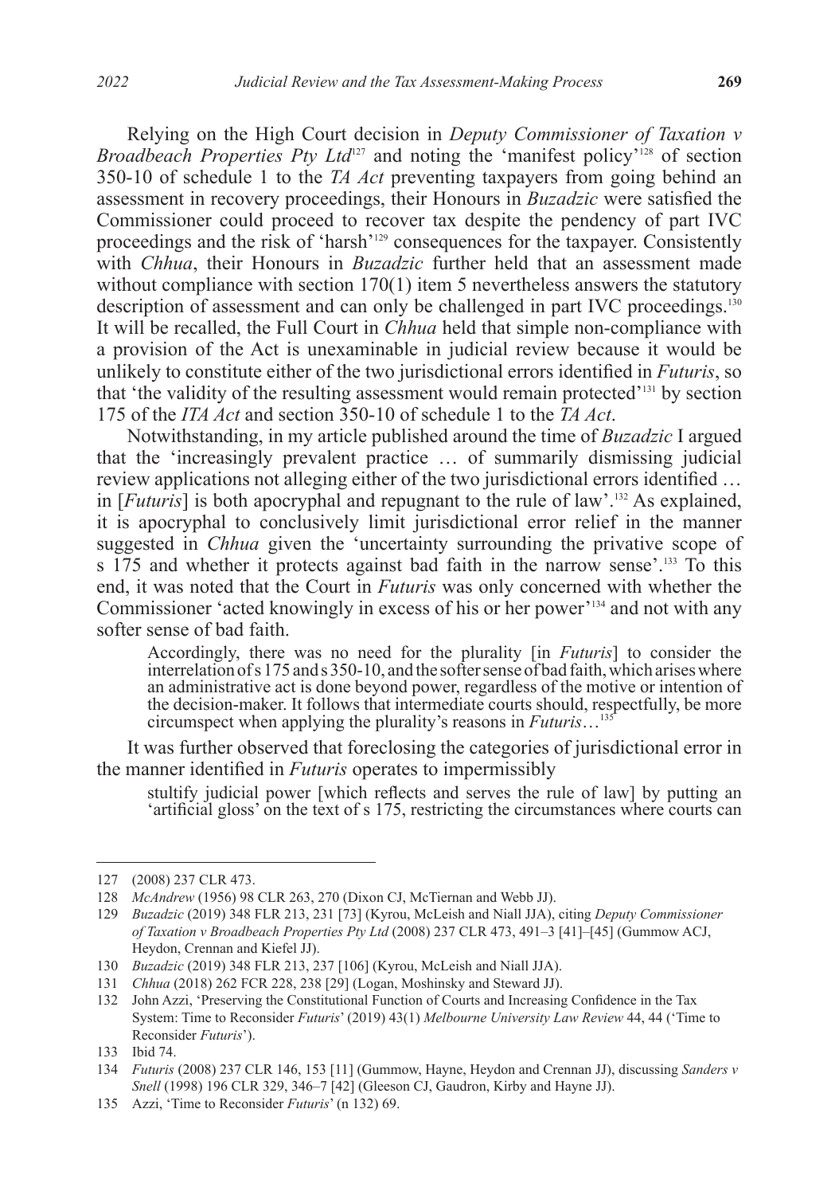Relying on the High Court decision in *Deputy Commissioner of Taxation v Broadbeach Properties Pty Ltd*[127] and noting the 'manifest policy'[128] of section 350-10 of schedule 1 to the *TA Act* preventing taxpayers from going behind an assessment in recovery proceedings, their Honours in *Buzadzic* were satisfied the Commissioner could proceed to recover tax despite the pendency of part IVC proceedings and the risk of 'harsh'[129] consequences for the taxpayer. Consistently with *Chhua*, their Honours in *Buzadzic* further held that an assessment made without compliance with section 170(1) item 5 nevertheless answers the statutory description of assessment and can only be challenged in part IVC proceedings.[130] It will be recalled, the Full Court in *Chhua* held that simple non-compliance with a provision of the Act is unexaminable in judicial review because it would be unlikely to constitute either of the two jurisdictional errors identified in *Futuris*, so that 'the validity of the resulting assessment would remain protected'[131] by section 175 of the *ITA Act* and section 350-10 of schedule 1 to the *TA Act*.

Notwithstanding, in my article published around the time of *Buzadzic* I argued that the 'increasingly prevalent practice … of summarily dismissing judicial review applications not alleging either of the two jurisdictional errors identified … in [*Futuris*] is both apocryphal and repugnant to the rule of law'.[132] As explained, it is apocryphal to conclusively limit jurisdictional error relief in the manner suggested in *Chhua* given the 'uncertainty surrounding the privative scope of s 175 and whether it protects against bad faith in the narrow sense'.[133] To this end, it was noted that the Court in *Futuris* was only concerned with whether the Commissioner 'acted knowingly in excess of his or her power'[134] and not with any softer sense of bad faith.

> Accordingly, there was no need for the plurality [in *Futuris*] to consider the interrelation of s 175 and s 350-10, and the softer sense of bad faith, which arises where an administrative act is done beyond power, regardless of the motive or intention of the decision-maker. It follows that intermediate courts should, respectfully, be more circumspect when applying the plurality's reasons in *Futuris*…[135]

It was further observed that foreclosing the categories of jurisdictional error in the manner identified in *Futuris* operates to impermissibly

> stultify judicial power [which reflects and serves the rule of law] by putting an 'artificial gloss' on the text of s 175, restricting the circumstances where courts can

---

127 (2008) 237 CLR 473.

128 *McAndrew* (1956) 98 CLR 263, 270 (Dixon CJ, McTiernan and Webb JJ).

129 *Buzadzic* (2019) 348 FLR 213, 231 [73] (Kyrou, McLeish and Niall JJA), citing *Deputy Commissioner of Taxation v Broadbeach Properties Pty Ltd* (2008) 237 CLR 473, 491–3 [41]–[45] (Gummow ACJ, Heydon, Crennan and Kiefel JJ).

130 *Buzadzic* (2019) 348 FLR 213, 237 [106] (Kyrou, McLeish and Niall JJA).

131 *Chhua* (2018) 262 FCR 228, 238 [29] (Logan, Moshinsky and Steward JJ).

132 John Azzi, 'Preserving the Constitutional Function of Courts and Increasing Confidence in the Tax System: Time to Reconsider *Futuris*' (2019) 43(1) *Melbourne University Law Review* 44, 44 ('Time to Reconsider *Futuris*').

133 Ibid 74.

134 *Futuris* (2008) 237 CLR 146, 153 [11] (Gummow, Hayne, Heydon and Crennan JJ), discussing *Sanders v Snell* (1998) 196 CLR 329, 346–7 [42] (Gleeson CJ, Gaudron, Kirby and Hayne JJ).

135 Azzi, 'Time to Reconsider *Futuris*' (n 132) 69.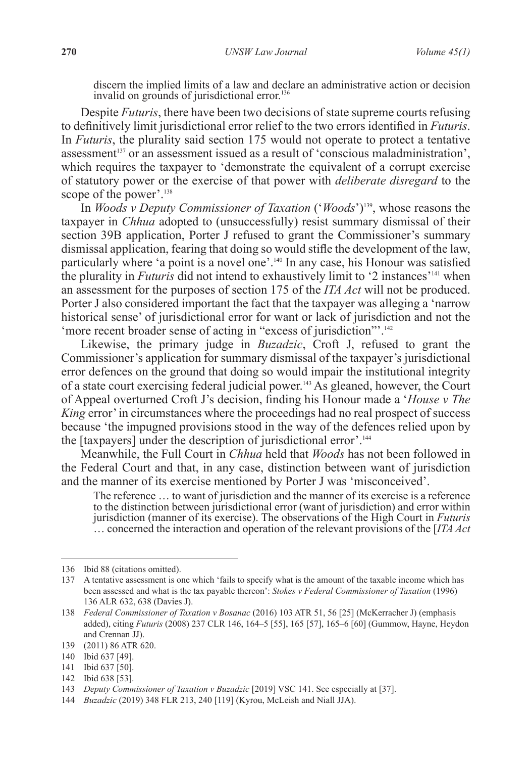discern the implied limits of a law and declare an administrative action or decision invalid on grounds of jurisdictional error.[136]

Despite *Futuris*, there have been two decisions of state supreme courts refusing to definitively limit jurisdictional error relief to the two errors identified in *Futuris*. In *Futuris*, the plurality said section 175 would not operate to protect a tentative assessment[137] or an assessment issued as a result of 'conscious maladministration', which requires the taxpayer to 'demonstrate the equivalent of a corrupt exercise of statutory power or the exercise of that power with *deliberate disregard* to the scope of the power'.[138]

In *Woods v Deputy Commissioner of Taxation* ('*Woods*')[139], whose reasons the taxpayer in *Chhua* adopted to (unsuccessfully) resist summary dismissal of their section 39B application, Porter J refused to grant the Commissioner's summary dismissal application, fearing that doing so would stifle the development of the law, particularly where 'a point is a novel one'.[140] In any case, his Honour was satisfied the plurality in *Futuris* did not intend to exhaustively limit to '2 instances'[141] when an assessment for the purposes of section 175 of the *ITA Act* will not be produced. Porter J also considered important the fact that the taxpayer was alleging a 'narrow historical sense' of jurisdictional error for want or lack of jurisdiction and not the 'more recent broader sense of acting in "excess of jurisdiction"'.[142]

Likewise, the primary judge in *Buzadzic*, Croft J, refused to grant the Commissioner's application for summary dismissal of the taxpayer's jurisdictional error defences on the ground that doing so would impair the institutional integrity of a state court exercising federal judicial power.[143] As gleaned, however, the Court of Appeal overturned Croft J's decision, finding his Honour made a '*House v The King* error' in circumstances where the proceedings had no real prospect of success because 'the impugned provisions stood in the way of the defences relied upon by the [taxpayers] under the description of jurisdictional error'.[144]

Meanwhile, the Full Court in *Chhua* held that *Woods* has not been followed in the Federal Court and that, in any case, distinction between want of jurisdiction and the manner of its exercise mentioned by Porter J was 'misconceived'.

> The reference … to want of jurisdiction and the manner of its exercise is a reference to the distinction between jurisdictional error (want of jurisdiction) and error within jurisdiction (manner of its exercise). The observations of the High Court in *Futuris* … concerned the interaction and operation of the relevant provisions of the [*ITA Act*

---

136 Ibid 88 (citations omitted).

137 A tentative assessment is one which 'fails to specify what is the amount of the taxable income which has been assessed and what is the tax payable thereon': *Stokes v Federal Commissioner of Taxation* (1996) 136 ALR 632, 638 (Davies J).

138 *Federal Commissioner of Taxation v Bosanac* (2016) 103 ATR 51, 56 [25] (McKerracher J) (emphasis added), citing *Futuris* (2008) 237 CLR 146, 164–5 [55], 165 [57], 165–6 [60] (Gummow, Hayne, Heydon and Crennan JJ).

139 (2011) 86 ATR 620.

140 Ibid 637 [49].

141 Ibid 637 [50].

142 Ibid 638 [53].

143 *Deputy Commissioner of Taxation v Buzadzic* [2019] VSC 141. See especially at [37].

144 *Buzadzic* (2019) 348 FLR 213, 240 [119] (Kyrou, McLeish and Niall JJA).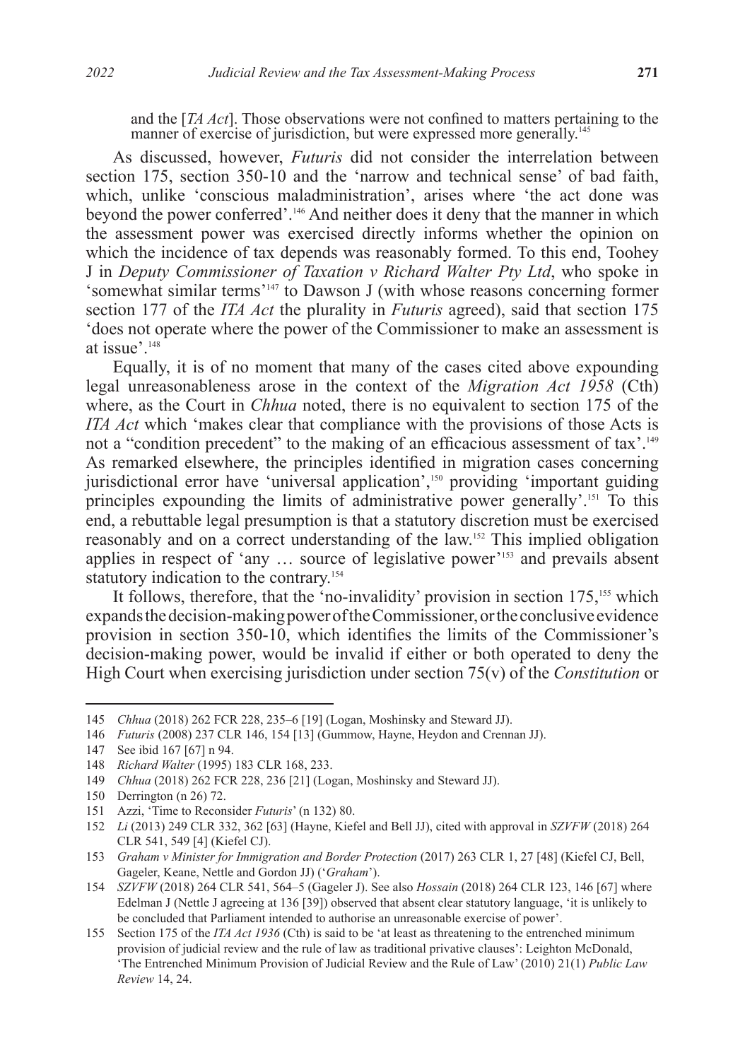> and the [*TA Act*]. Those observations were not confined to matters pertaining to the manner of exercise of jurisdiction, but were expressed more generally.[145]

As discussed, however, *Futuris* did not consider the interrelation between section 175, section 350-10 and the 'narrow and technical sense' of bad faith, which, unlike 'conscious maladministration', arises where 'the act done was beyond the power conferred'.[146] And neither does it deny that the manner in which the assessment power was exercised directly informs whether the opinion on which the incidence of tax depends was reasonably formed. To this end, Toohey J in *Deputy Commissioner of Taxation v Richard Walter Pty Ltd*, who spoke in 'somewhat similar terms'[147] to Dawson J (with whose reasons concerning former section 177 of the *ITA Act* the plurality in *Futuris* agreed), said that section 175 'does not operate where the power of the Commissioner to make an assessment is at issue'.[148]

Equally, it is of no moment that many of the cases cited above expounding legal unreasonableness arose in the context of the *Migration Act 1958* (Cth) where, as the Court in *Chhua* noted, there is no equivalent to section 175 of the *ITA Act* which 'makes clear that compliance with the provisions of those Acts is not a "condition precedent" to the making of an efficacious assessment of tax'.[149] As remarked elsewhere, the principles identified in migration cases concerning jurisdictional error have 'universal application',[150] providing 'important guiding principles expounding the limits of administrative power generally'.[151] To this end, a rebuttable legal presumption is that a statutory discretion must be exercised reasonably and on a correct understanding of the law.[152] This implied obligation applies in respect of 'any … source of legislative power'[153] and prevails absent statutory indication to the contrary.[154]

It follows, therefore, that the 'no-invalidity' provision in section 175,[155] which expands the decision-making power of the Commissioner, or the conclusive evidence provision in section 350-10, which identifies the limits of the Commissioner's decision-making power, would be invalid if either or both operated to deny the High Court when exercising jurisdiction under section 75(v) of the *Constitution* or

---

145 *Chhua* (2018) 262 FCR 228, 235–6 [19] (Logan, Moshinsky and Steward JJ).

146 *Futuris* (2008) 237 CLR 146, 154 [13] (Gummow, Hayne, Heydon and Crennan JJ).

147 See ibid 167 [67] n 94.

148 *Richard Walter* (1995) 183 CLR 168, 233.

149 *Chhua* (2018) 262 FCR 228, 236 [21] (Logan, Moshinsky and Steward JJ).

150 Derrington (n 26) 72.

151 Azzi, 'Time to Reconsider *Futuris*' (n 132) 80.

152 *Li* (2013) 249 CLR 332, 362 [63] (Hayne, Kiefel and Bell JJ), cited with approval in *SZVFW* (2018) 264 CLR 541, 549 [4] (Kiefel CJ).

153 *Graham v Minister for Immigration and Border Protection* (2017) 263 CLR 1, 27 [48] (Kiefel CJ, Bell, Gageler, Keane, Nettle and Gordon JJ) ('*Graham*').

154 *SZVFW* (2018) 264 CLR 541, 564–5 (Gageler J). See also *Hossain* (2018) 264 CLR 123, 146 [67] where Edelman J (Nettle J agreeing at 136 [39]) observed that absent clear statutory language, 'it is unlikely to be concluded that Parliament intended to authorise an unreasonable exercise of power'.

155 Section 175 of the *ITA Act 1936* (Cth) is said to be 'at least as threatening to the entrenched minimum provision of judicial review and the rule of law as traditional privative clauses': Leighton McDonald, 'The Entrenched Minimum Provision of Judicial Review and the Rule of Law' (2010) 21(1) *Public Law Review* 14, 24.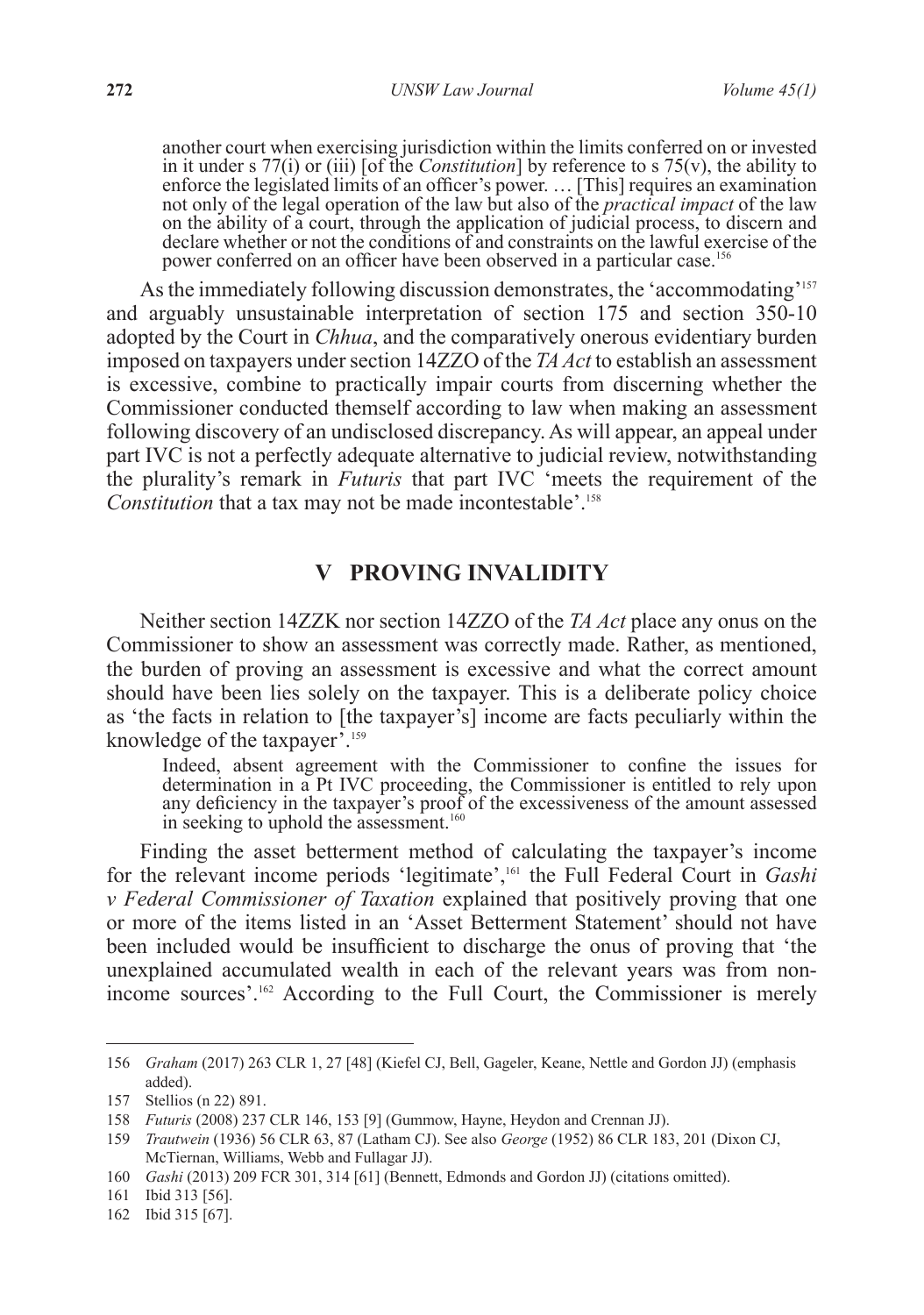> another court when exercising jurisdiction within the limits conferred on or invested in it under s 77(i) or (iii) [of the *Constitution*] by reference to s 75(v), the ability to enforce the legislated limits of an officer's power. … [This] requires an examination not only of the legal operation of the law but also of the *practical impact* of the law on the ability of a court, through the application of judicial process, to discern and declare whether or not the conditions of and constraints on the lawful exercise of the power conferred on an officer have been observed in a particular case.[156]

As the immediately following discussion demonstrates, the 'accommodating'[157] and arguably unsustainable interpretation of section 175 and section 350-10 adopted by the Court in *Chhua*, and the comparatively onerous evidentiary burden imposed on taxpayers under section 14ZZO of the *TA Act* to establish an assessment is excessive, combine to practically impair courts from discerning whether the Commissioner conducted themself according to law when making an assessment following discovery of an undisclosed discrepancy. As will appear, an appeal under part IVC is not a perfectly adequate alternative to judicial review, notwithstanding the plurality's remark in *Futuris* that part IVC 'meets the requirement of the *Constitution* that a tax may not be made incontestable'.[158]

## V PROVING INVALIDITY

Neither section 14ZZK nor section 14ZZO of the *TA Act* place any onus on the Commissioner to show an assessment was correctly made. Rather, as mentioned, the burden of proving an assessment is excessive and what the correct amount should have been lies solely on the taxpayer. This is a deliberate policy choice as 'the facts in relation to [the taxpayer's] income are facts peculiarly within the knowledge of the taxpayer'.[159]

> Indeed, absent agreement with the Commissioner to confine the issues for determination in a Pt IVC proceeding, the Commissioner is entitled to rely upon any deficiency in the taxpayer's proof of the excessiveness of the amount assessed in seeking to uphold the assessment.[160]

Finding the asset betterment method of calculating the taxpayer's income for the relevant income periods 'legitimate',[161] the Full Federal Court in *Gashi v Federal Commissioner of Taxation* explained that positively proving that one or more of the items listed in an 'Asset Betterment Statement' should not have been included would be insufficient to discharge the onus of proving that 'the unexplained accumulated wealth in each of the relevant years was from non-income sources'.[162] According to the Full Court, the Commissioner is merely

---

156 *Graham* (2017) 263 CLR 1, 27 [48] (Kiefel CJ, Bell, Gageler, Keane, Nettle and Gordon JJ) (emphasis added).

157 Stellios (n 22) 891.

158 *Futuris* (2008) 237 CLR 146, 153 [9] (Gummow, Hayne, Heydon and Crennan JJ).

159 *Trautwein* (1936) 56 CLR 63, 87 (Latham CJ). See also *George* (1952) 86 CLR 183, 201 (Dixon CJ, McTiernan, Williams, Webb and Fullagar JJ).

160 *Gashi* (2013) 209 FCR 301, 314 [61] (Bennett, Edmonds and Gordon JJ) (citations omitted).

161 Ibid 313 [56].

162 Ibid 315 [67].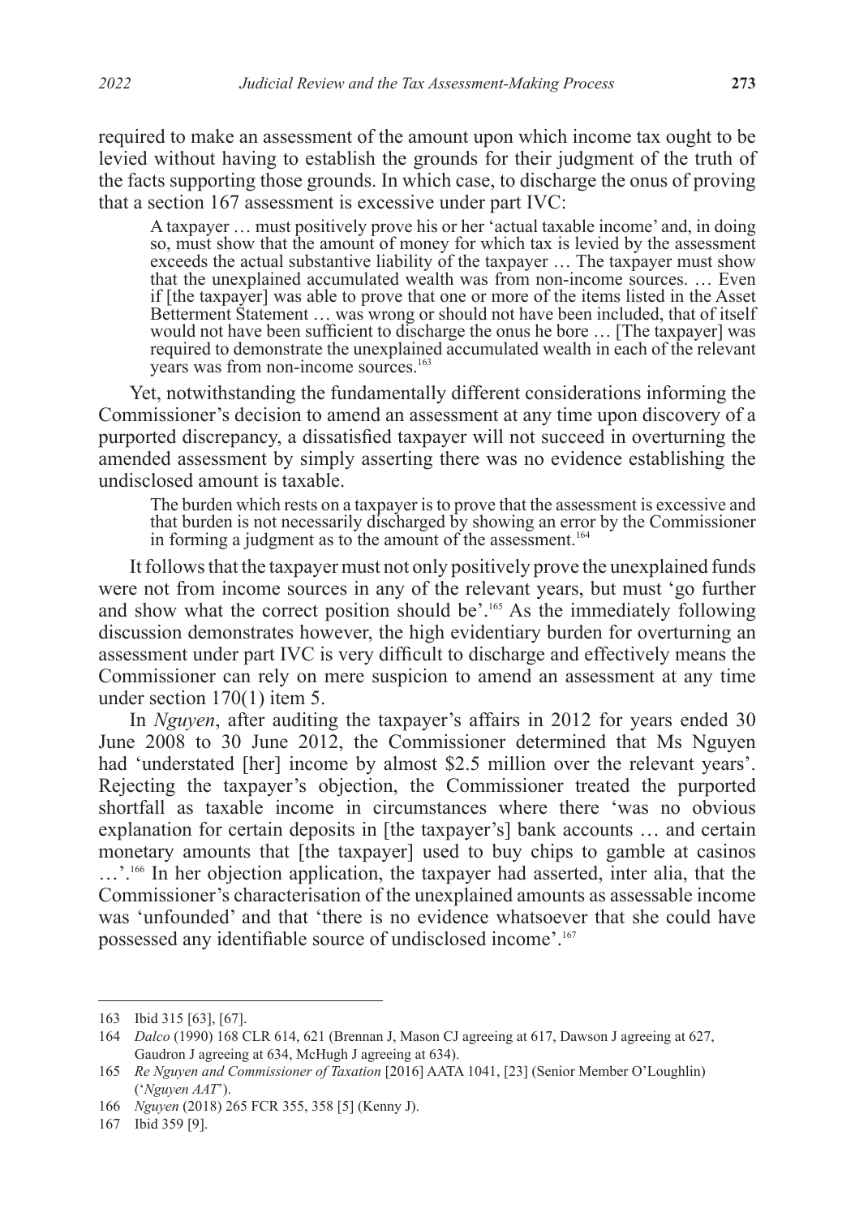required to make an assessment of the amount upon which income tax ought to be levied without having to establish the grounds for their judgment of the truth of the facts supporting those grounds. In which case, to discharge the onus of proving that a section 167 assessment is excessive under part IVC:

> A taxpayer … must positively prove his or her 'actual taxable income' and, in doing so, must show that the amount of money for which tax is levied by the assessment exceeds the actual substantive liability of the taxpayer … The taxpayer must show that the unexplained accumulated wealth was from non-income sources. … Even if [the taxpayer] was able to prove that one or more of the items listed in the Asset Betterment Statement … was wrong or should not have been included, that of itself would not have been sufficient to discharge the onus he bore … [The taxpayer] was required to demonstrate the unexplained accumulated wealth in each of the relevant years was from non-income sources.[163]

Yet, notwithstanding the fundamentally different considerations informing the Commissioner's decision to amend an assessment at any time upon discovery of a purported discrepancy, a dissatisfied taxpayer will not succeed in overturning the amended assessment by simply asserting there was no evidence establishing the undisclosed amount is taxable.

> The burden which rests on a taxpayer is to prove that the assessment is excessive and that burden is not necessarily discharged by showing an error by the Commissioner in forming a judgment as to the amount of the assessment.[164]

It follows that the taxpayer must not only positively prove the unexplained funds were not from income sources in any of the relevant years, but must 'go further and show what the correct position should be'.[165] As the immediately following discussion demonstrates however, the high evidentiary burden for overturning an assessment under part IVC is very difficult to discharge and effectively means the Commissioner can rely on mere suspicion to amend an assessment at any time under section 170(1) item 5.

In *Nguyen*, after auditing the taxpayer's affairs in 2012 for years ended 30 June 2008 to 30 June 2012, the Commissioner determined that Ms Nguyen had 'understated [her] income by almost \$2.5 million over the relevant years'. Rejecting the taxpayer's objection, the Commissioner treated the purported shortfall as taxable income in circumstances where there 'was no obvious explanation for certain deposits in [the taxpayer's] bank accounts … and certain monetary amounts that [the taxpayer] used to buy chips to gamble at casinos …'.[166] In her objection application, the taxpayer had asserted, inter alia, that the Commissioner's characterisation of the unexplained amounts as assessable income was 'unfounded' and that 'there is no evidence whatsoever that she could have possessed any identifiable source of undisclosed income'.[167]

---

163 Ibid 315 [63], [67].

164 *Dalco* (1990) 168 CLR 614, 621 (Brennan J, Mason CJ agreeing at 617, Dawson J agreeing at 627, Gaudron J agreeing at 634, McHugh J agreeing at 634).

165 *Re Nguyen and Commissioner of Taxation* [2016] AATA 1041, [23] (Senior Member O'Loughlin) ('*Nguyen AAT*').

166 *Nguyen* (2018) 265 FCR 355, 358 [5] (Kenny J).

167 Ibid 359 [9].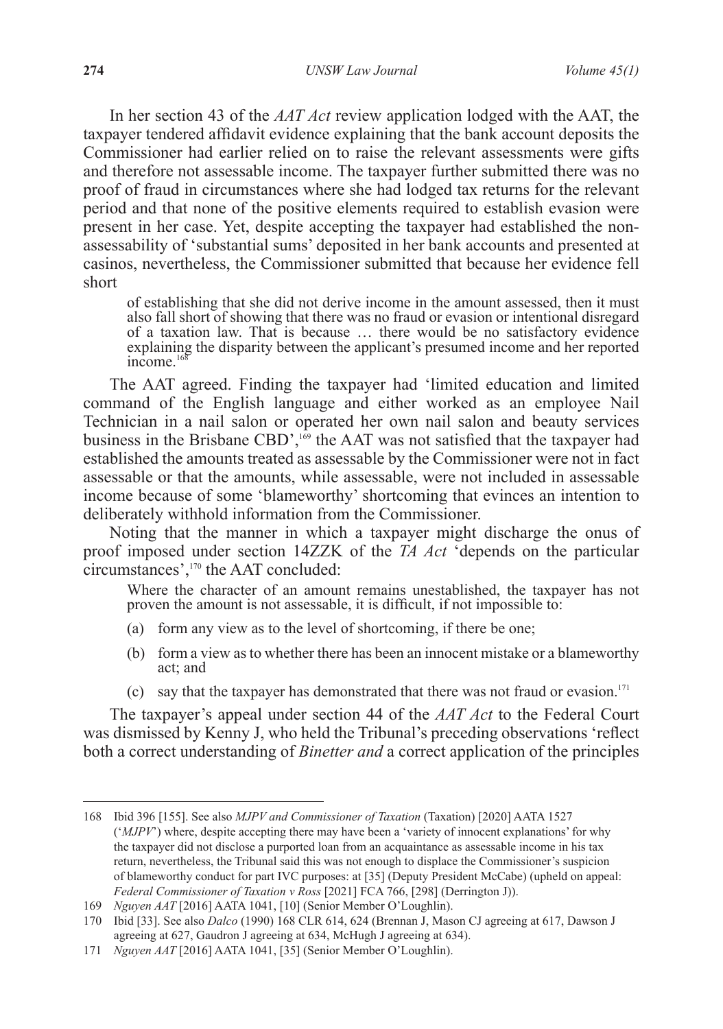In her section 43 of the *AAT Act* review application lodged with the AAT, the taxpayer tendered affidavit evidence explaining that the bank account deposits the Commissioner had earlier relied on to raise the relevant assessments were gifts and therefore not assessable income. The taxpayer further submitted there was no proof of fraud in circumstances where she had lodged tax returns for the relevant period and that none of the positive elements required to establish evasion were present in her case. Yet, despite accepting the taxpayer had established the non-assessability of 'substantial sums' deposited in her bank accounts and presented at casinos, nevertheless, the Commissioner submitted that because her evidence fell short

> of establishing that she did not derive income in the amount assessed, then it must also fall short of showing that there was no fraud or evasion or intentional disregard of a taxation law. That is because … there would be no satisfactory evidence explaining the disparity between the applicant's presumed income and her reported income.[168]

The AAT agreed. Finding the taxpayer had 'limited education and limited command of the English language and either worked as an employee Nail Technician in a nail salon or operated her own nail salon and beauty services business in the Brisbane CBD',[169] the AAT was not satisfied that the taxpayer had established the amounts treated as assessable by the Commissioner were not in fact assessable or that the amounts, while assessable, were not included in assessable income because of some 'blameworthy' shortcoming that evinces an intention to deliberately withhold information from the Commissioner.

Noting that the manner in which a taxpayer might discharge the onus of proof imposed under section 14ZZK of the *TA Act* 'depends on the particular circumstances',[170] the AAT concluded:

> Where the character of an amount remains unestablished, the taxpayer has not proven the amount is not assessable, it is difficult, if not impossible to:
>
> (a) form any view as to the level of shortcoming, if there be one;
>
> (b) form a view as to whether there has been an innocent mistake or a blameworthy act; and
>
> (c) say that the taxpayer has demonstrated that there was not fraud or evasion.[171]

The taxpayer's appeal under section 44 of the *AAT Act* to the Federal Court was dismissed by Kenny J, who held the Tribunal's preceding observations 'reflect both a correct understanding of *Binetter and* a correct application of the principles

---

168 Ibid 396 [155]. See also *MJPV and Commissioner of Taxation* (Taxation) [2020] AATA 1527 ('*MJPV*') where, despite accepting there may have been a 'variety of innocent explanations' for why the taxpayer did not disclose a purported loan from an acquaintance as assessable income in his tax return, nevertheless, the Tribunal said this was not enough to displace the Commissioner's suspicion of blameworthy conduct for part IVC purposes: at [35] (Deputy President McCabe) (upheld on appeal: *Federal Commissioner of Taxation v Ross* [2021] FCA 766, [298] (Derrington J)).

169 *Nguyen AAT* [2016] AATA 1041, [10] (Senior Member O'Loughlin).

170 Ibid [33]. See also *Dalco* (1990) 168 CLR 614, 624 (Brennan J, Mason CJ agreeing at 617, Dawson J agreeing at 627, Gaudron J agreeing at 634, McHugh J agreeing at 634).

171 *Nguyen AAT* [2016] AATA 1041, [35] (Senior Member O'Loughlin).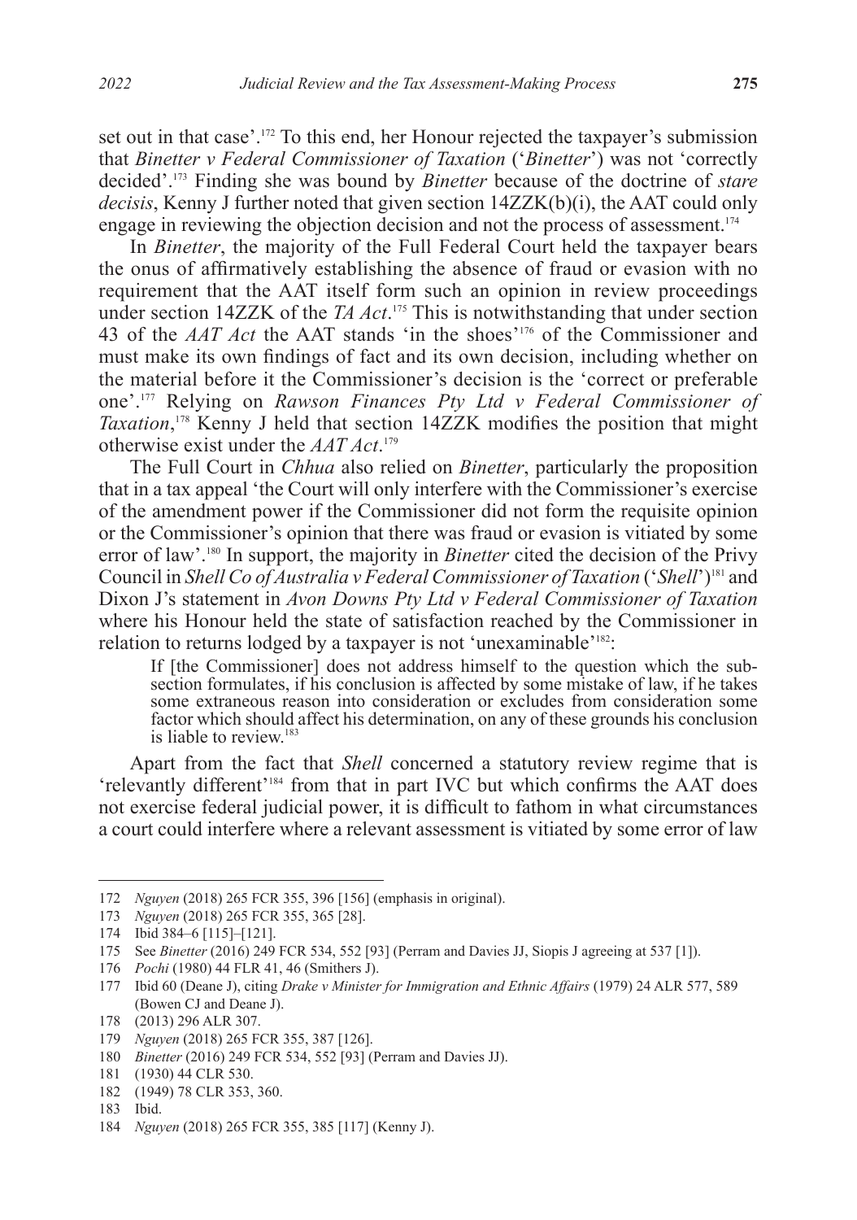set out in that case'.[172] To this end, her Honour rejected the taxpayer's submission that *Binetter v Federal Commissioner of Taxation* ('*Binetter*') was not 'correctly decided'.[173] Finding she was bound by *Binetter* because of the doctrine of *stare decisis*, Kenny J further noted that given section 14ZZK(b)(i), the AAT could only engage in reviewing the objection decision and not the process of assessment.[174]

In *Binetter*, the majority of the Full Federal Court held the taxpayer bears the onus of affirmatively establishing the absence of fraud or evasion with no requirement that the AAT itself form such an opinion in review proceedings under section 14ZZK of the *TA Act*.[175] This is notwithstanding that under section 43 of the *AAT Act* the AAT stands 'in the shoes'[176] of the Commissioner and must make its own findings of fact and its own decision, including whether on the material before it the Commissioner's decision is the 'correct or preferable one'.[177] Relying on *Rawson Finances Pty Ltd v Federal Commissioner of Taxation*,[178] Kenny J held that section 14ZZK modifies the position that might otherwise exist under the *AAT Act*.[179]

The Full Court in *Chhua* also relied on *Binetter*, particularly the proposition that in a tax appeal 'the Court will only interfere with the Commissioner's exercise of the amendment power if the Commissioner did not form the requisite opinion or the Commissioner's opinion that there was fraud or evasion is vitiated by some error of law'.[180] In support, the majority in *Binetter* cited the decision of the Privy Council in *Shell Co of Australia v Federal Commissioner of Taxation* ('*Shell*')[181] and Dixon J's statement in *Avon Downs Pty Ltd v Federal Commissioner of Taxation* where his Honour held the state of satisfaction reached by the Commissioner in relation to returns lodged by a taxpayer is not 'unexaminable'[182]:

> If [the Commissioner] does not address himself to the question which the sub-section formulates, if his conclusion is affected by some mistake of law, if he takes some extraneous reason into consideration or excludes from consideration some factor which should affect his determination, on any of these grounds his conclusion is liable to review.[183]

Apart from the fact that *Shell* concerned a statutory review regime that is 'relevantly different'[184] from that in part IVC but which confirms the AAT does not exercise federal judicial power, it is difficult to fathom in what circumstances a court could interfere where a relevant assessment is vitiated by some error of law

---

172 *Nguyen* (2018) 265 FCR 355, 396 [156] (emphasis in original).

173 *Nguyen* (2018) 265 FCR 355, 365 [28].

174 Ibid 384–6 [115]–[121].

175 See *Binetter* (2016) 249 FCR 534, 552 [93] (Perram and Davies JJ, Siopis J agreeing at 537 [1]).

176 *Pochi* (1980) 44 FLR 41, 46 (Smithers J).

177 Ibid 60 (Deane J), citing *Drake v Minister for Immigration and Ethnic Affairs* (1979) 24 ALR 577, 589 (Bowen CJ and Deane J).

178 (2013) 296 ALR 307.

179 *Nguyen* (2018) 265 FCR 355, 387 [126].

180 *Binetter* (2016) 249 FCR 534, 552 [93] (Perram and Davies JJ).

181 (1930) 44 CLR 530.

182 (1949) 78 CLR 353, 360.

183 Ibid.

184 *Nguyen* (2018) 265 FCR 355, 385 [117] (Kenny J).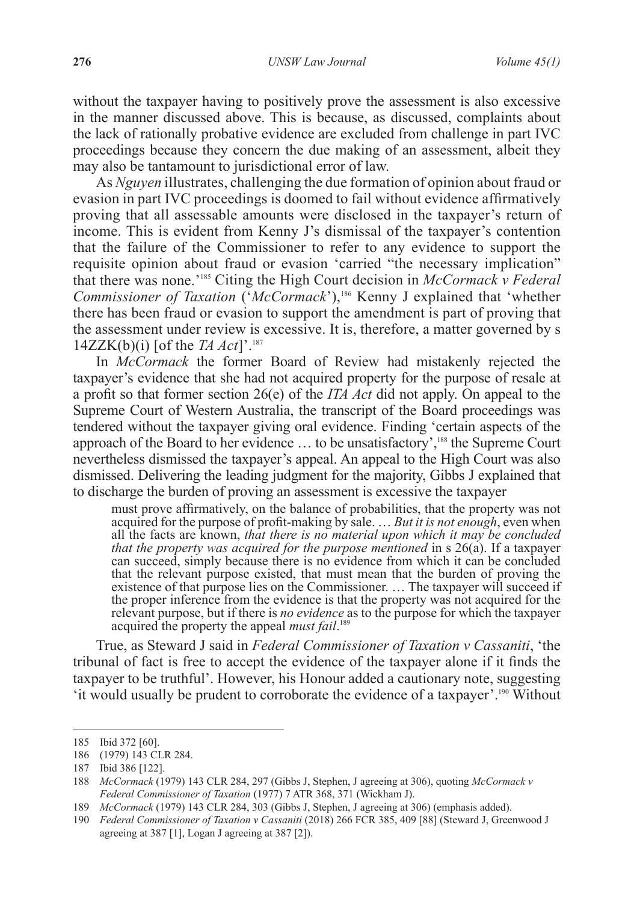without the taxpayer having to positively prove the assessment is also excessive in the manner discussed above. This is because, as discussed, complaints about the lack of rationally probative evidence are excluded from challenge in part IVC proceedings because they concern the due making of an assessment, albeit they may also be tantamount to jurisdictional error of law.

As *Nguyen* illustrates, challenging the due formation of opinion about fraud or evasion in part IVC proceedings is doomed to fail without evidence affirmatively proving that all assessable amounts were disclosed in the taxpayer's return of income. This is evident from Kenny J's dismissal of the taxpayer's contention that the failure of the Commissioner to refer to any evidence to support the requisite opinion about fraud or evasion 'carried "the necessary implication" that there was none.'[185] Citing the High Court decision in *McCormack v Federal Commissioner of Taxation* ('*McCormack*'),[186] Kenny J explained that 'whether there has been fraud or evasion to support the amendment is part of proving that the assessment under review is excessive. It is, therefore, a matter governed by s 14ZZK(b)(i) [of the *TA Act*]'.[187]

In *McCormack* the former Board of Review had mistakenly rejected the taxpayer's evidence that she had not acquired property for the purpose of resale at a profit so that former section 26(e) of the *ITA Act* did not apply. On appeal to the Supreme Court of Western Australia, the transcript of the Board proceedings was tendered without the taxpayer giving oral evidence. Finding 'certain aspects of the approach of the Board to her evidence … to be unsatisfactory',[188] the Supreme Court nevertheless dismissed the taxpayer's appeal. An appeal to the High Court was also dismissed. Delivering the leading judgment for the majority, Gibbs J explained that to discharge the burden of proving an assessment is excessive the taxpayer

> must prove affirmatively, on the balance of probabilities, that the property was not acquired for the purpose of profit-making by sale. … *But it is not enough*, even when all the facts are known, *that there is no material upon which it may be concluded that the property was acquired for the purpose mentioned* in s 26(a). If a taxpayer can succeed, simply because there is no evidence from which it can be concluded that the relevant purpose existed, that must mean that the burden of proving the existence of that purpose lies on the Commissioner. … The taxpayer will succeed if the proper inference from the evidence is that the property was not acquired for the relevant purpose, but if there is *no evidence* as to the purpose for which the taxpayer acquired the property the appeal *must fail*.[189]

True, as Steward J said in *Federal Commissioner of Taxation v Cassaniti*, 'the tribunal of fact is free to accept the evidence of the taxpayer alone if it finds the taxpayer to be truthful'. However, his Honour added a cautionary note, suggesting 'it would usually be prudent to corroborate the evidence of a taxpayer'.[190] Without

---

185 Ibid 372 [60].

186 (1979) 143 CLR 284.

187 Ibid 386 [122].

188 *McCormack* (1979) 143 CLR 284, 297 (Gibbs J, Stephen, J agreeing at 306), quoting *McCormack v Federal Commissioner of Taxation* (1977) 7 ATR 368, 371 (Wickham J).

189 *McCormack* (1979) 143 CLR 284, 303 (Gibbs J, Stephen, J agreeing at 306) (emphasis added).

190 *Federal Commissioner of Taxation v Cassaniti* (2018) 266 FCR 385, 409 [88] (Steward J, Greenwood J agreeing at 387 [1], Logan J agreeing at 387 [2]).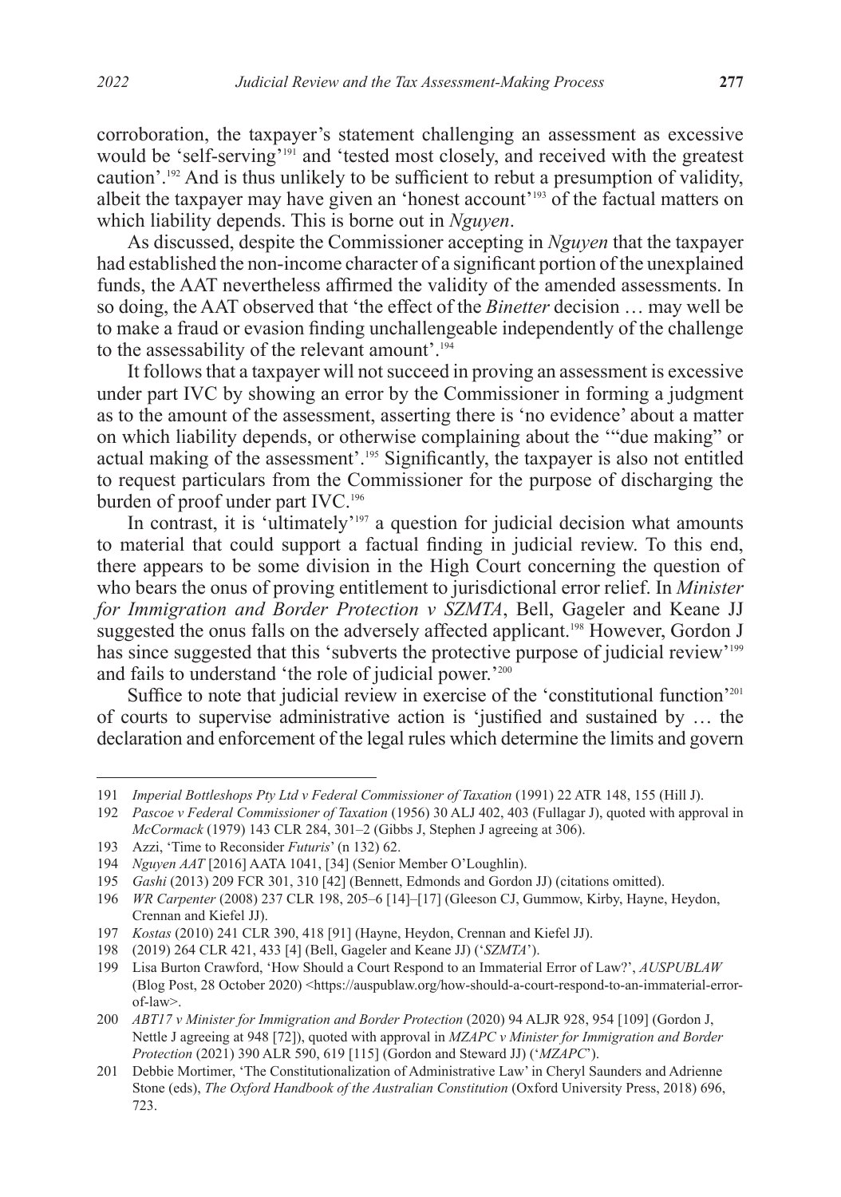corroboration, the taxpayer's statement challenging an assessment as excessive would be 'self-serving'[191] and 'tested most closely, and received with the greatest caution'.[192] And is thus unlikely to be sufficient to rebut a presumption of validity, albeit the taxpayer may have given an 'honest account'[193] of the factual matters on which liability depends. This is borne out in *Nguyen*.

As discussed, despite the Commissioner accepting in *Nguyen* that the taxpayer had established the non-income character of a significant portion of the unexplained funds, the AAT nevertheless affirmed the validity of the amended assessments. In so doing, the AAT observed that 'the effect of the *Binetter* decision … may well be to make a fraud or evasion finding unchallengeable independently of the challenge to the assessability of the relevant amount'.[194]

It follows that a taxpayer will not succeed in proving an assessment is excessive under part IVC by showing an error by the Commissioner in forming a judgment as to the amount of the assessment, asserting there is 'no evidence' about a matter on which liability depends, or otherwise complaining about the '"due making" or actual making of the assessment'.[195] Significantly, the taxpayer is also not entitled to request particulars from the Commissioner for the purpose of discharging the burden of proof under part IVC.[196]

In contrast, it is 'ultimately'[197] a question for judicial decision what amounts to material that could support a factual finding in judicial review. To this end, there appears to be some division in the High Court concerning the question of who bears the onus of proving entitlement to jurisdictional error relief. In *Minister for Immigration and Border Protection v SZMTA*, Bell, Gageler and Keane JJ suggested the onus falls on the adversely affected applicant.[198] However, Gordon J has since suggested that this 'subverts the protective purpose of judicial review'[199] and fails to understand 'the role of judicial power.'[200]

Suffice to note that judicial review in exercise of the 'constitutional function'[201] of courts to supervise administrative action is 'justified and sustained by … the declaration and enforcement of the legal rules which determine the limits and govern

---

191 *Imperial Bottleshops Pty Ltd v Federal Commissioner of Taxation* (1991) 22 ATR 148, 155 (Hill J).

192 *Pascoe v Federal Commissioner of Taxation* (1956) 30 ALJ 402, 403 (Fullagar J), quoted with approval in *McCormack* (1979) 143 CLR 284, 301–2 (Gibbs J, Stephen J agreeing at 306).

193 Azzi, 'Time to Reconsider *Futuris*' (n 132) 62.

194 *Nguyen AAT* [2016] AATA 1041, [34] (Senior Member O'Loughlin).

195 *Gashi* (2013) 209 FCR 301, 310 [42] (Bennett, Edmonds and Gordon JJ) (citations omitted).

196 *WR Carpenter* (2008) 237 CLR 198, 205–6 [14]–[17] (Gleeson CJ, Gummow, Kirby, Hayne, Heydon, Crennan and Kiefel JJ).

197 *Kostas* (2010) 241 CLR 390, 418 [91] (Hayne, Heydon, Crennan and Kiefel JJ).

198 (2019) 264 CLR 421, 433 [4] (Bell, Gageler and Keane JJ) ('*SZMTA*').

199 Lisa Burton Crawford, 'How Should a Court Respond to an Immaterial Error of Law?', *AUSPUBLAW* (Blog Post, 28 October 2020) <https://auspublaw.org/how-should-a-court-respond-to-an-immaterial-error-of-law>.

200 *ABT17 v Minister for Immigration and Border Protection* (2020) 94 ALJR 928, 954 [109] (Gordon J, Nettle J agreeing at 948 [72]), quoted with approval in *MZAPC v Minister for Immigration and Border Protection* (2021) 390 ALR 590, 619 [115] (Gordon and Steward JJ) ('*MZAPC*').

201 Debbie Mortimer, 'The Constitutionalization of Administrative Law' in Cheryl Saunders and Adrienne Stone (eds), *The Oxford Handbook of the Australian Constitution* (Oxford University Press, 2018) 696, 723.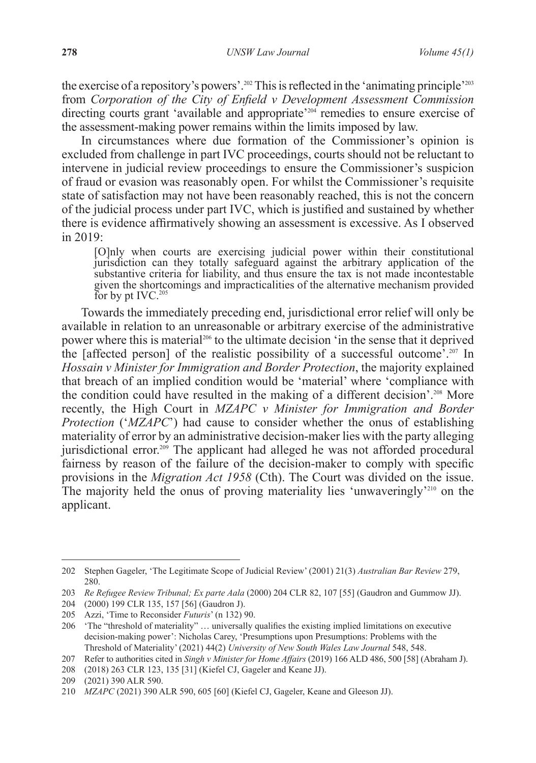the exercise of a repository's powers'.[202] This is reflected in the 'animating principle'[203] from *Corporation of the City of Enfield v Development Assessment Commission* directing courts grant 'available and appropriate'[204] remedies to ensure exercise of the assessment-making power remains within the limits imposed by law.

In circumstances where due formation of the Commissioner's opinion is excluded from challenge in part IVC proceedings, courts should not be reluctant to intervene in judicial review proceedings to ensure the Commissioner's suspicion of fraud or evasion was reasonably open. For whilst the Commissioner's requisite state of satisfaction may not have been reasonably reached, this is not the concern of the judicial process under part IVC, which is justified and sustained by whether there is evidence affirmatively showing an assessment is excessive. As I observed in 2019:

> [O]nly when courts are exercising judicial power within their constitutional jurisdiction can they totally safeguard against the arbitrary application of the substantive criteria for liability, and thus ensure the tax is not made incontestable given the shortcomings and impracticalities of the alternative mechanism provided for by pt IVC.[205]

Towards the immediately preceding end, jurisdictional error relief will only be available in relation to an unreasonable or arbitrary exercise of the administrative power where this is material[206] to the ultimate decision 'in the sense that it deprived the [affected person] of the realistic possibility of a successful outcome'.[207] In *Hossain v Minister for Immigration and Border Protection*, the majority explained that breach of an implied condition would be 'material' where 'compliance with the condition could have resulted in the making of a different decision'.[208] More recently, the High Court in *MZAPC v Minister for Immigration and Border Protection* ('*MZAPC*') had cause to consider whether the onus of establishing materiality of error by an administrative decision-maker lies with the party alleging jurisdictional error.[209] The applicant had alleged he was not afforded procedural fairness by reason of the failure of the decision-maker to comply with specific provisions in the *Migration Act 1958* (Cth). The Court was divided on the issue. The majority held the onus of proving materiality lies 'unwaveringly'[210] on the applicant.

---

202 Stephen Gageler, 'The Legitimate Scope of Judicial Review' (2001) 21(3) *Australian Bar Review* 279, 280.

203 *Re Refugee Review Tribunal; Ex parte Aala* (2000) 204 CLR 82, 107 [55] (Gaudron and Gummow JJ).

204 (2000) 199 CLR 135, 157 [56] (Gaudron J).

205 Azzi, 'Time to Reconsider *Futuris*' (n 132) 90.

206 'The "threshold of materiality" … universally qualifies the existing implied limitations on executive decision-making power': Nicholas Carey, 'Presumptions upon Presumptions: Problems with the Threshold of Materiality' (2021) 44(2) *University of New South Wales Law Journal* 548, 548.

207 Refer to authorities cited in *Singh v Minister for Home Affairs* (2019) 166 ALD 486, 500 [58] (Abraham J).

208 (2018) 263 CLR 123, 135 [31] (Kiefel CJ, Gageler and Keane JJ).

209 (2021) 390 ALR 590.

210 *MZAPC* (2021) 390 ALR 590, 605 [60] (Kiefel CJ, Gageler, Keane and Gleeson JJ).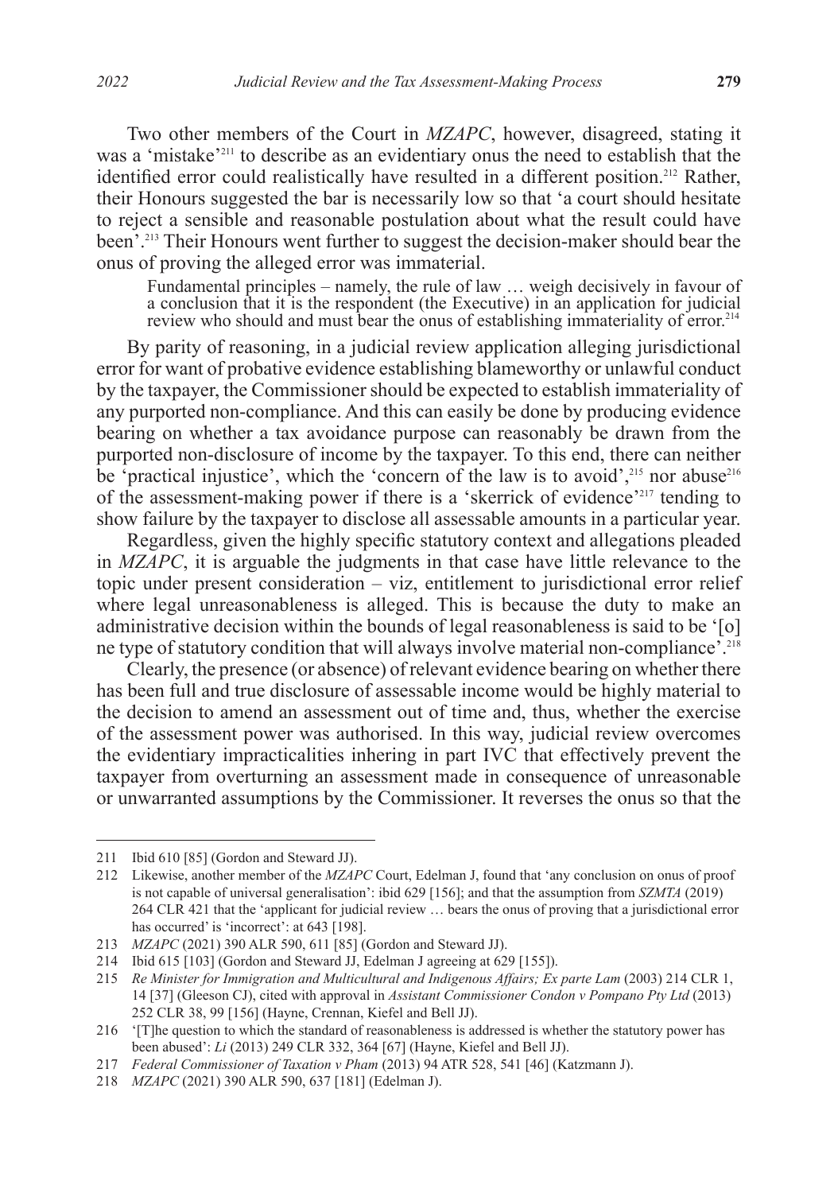Two other members of the Court in *MZAPC*, however, disagreed, stating it was a 'mistake'[211] to describe as an evidentiary onus the need to establish that the identified error could realistically have resulted in a different position.[212] Rather, their Honours suggested the bar is necessarily low so that 'a court should hesitate to reject a sensible and reasonable postulation about what the result could have been'.[213] Their Honours went further to suggest the decision-maker should bear the onus of proving the alleged error was immaterial.

> Fundamental principles – namely, the rule of law … weigh decisively in favour of a conclusion that it is the respondent (the Executive) in an application for judicial review who should and must bear the onus of establishing immateriality of error.[214]

By parity of reasoning, in a judicial review application alleging jurisdictional error for want of probative evidence establishing blameworthy or unlawful conduct by the taxpayer, the Commissioner should be expected to establish immateriality of any purported non-compliance. And this can easily be done by producing evidence bearing on whether a tax avoidance purpose can reasonably be drawn from the purported non-disclosure of income by the taxpayer. To this end, there can neither be 'practical injustice', which the 'concern of the law is to avoid',[215] nor abuse[216] of the assessment-making power if there is a 'skerrick of evidence'[217] tending to show failure by the taxpayer to disclose all assessable amounts in a particular year.

Regardless, given the highly specific statutory context and allegations pleaded in *MZAPC*, it is arguable the judgments in that case have little relevance to the topic under present consideration – viz, entitlement to jurisdictional error relief where legal unreasonableness is alleged. This is because the duty to make an administrative decision within the bounds of legal reasonableness is said to be '[o]ne type of statutory condition that will always involve material non-compliance'.[218]

Clearly, the presence (or absence) of relevant evidence bearing on whether there has been full and true disclosure of assessable income would be highly material to the decision to amend an assessment out of time and, thus, whether the exercise of the assessment power was authorised. In this way, judicial review overcomes the evidentiary impracticalities inhering in part IVC that effectively prevent the taxpayer from overturning an assessment made in consequence of unreasonable or unwarranted assumptions by the Commissioner. It reverses the onus so that the

---

211 Ibid 610 [85] (Gordon and Steward JJ).

212 Likewise, another member of the *MZAPC* Court, Edelman J, found that 'any conclusion on onus of proof is not capable of universal generalisation': ibid 629 [156]; and that the assumption from *SZMTA* (2019) 264 CLR 421 that the 'applicant for judicial review … bears the onus of proving that a jurisdictional error has occurred' is 'incorrect': at 643 [198].

213 *MZAPC* (2021) 390 ALR 590, 611 [85] (Gordon and Steward JJ).

214 Ibid 615 [103] (Gordon and Steward JJ, Edelman J agreeing at 629 [155]).

215 *Re Minister for Immigration and Multicultural and Indigenous Affairs; Ex parte Lam* (2003) 214 CLR 1, 14 [37] (Gleeson CJ), cited with approval in *Assistant Commissioner Condon v Pompano Pty Ltd* (2013) 252 CLR 38, 99 [156] (Hayne, Crennan, Kiefel and Bell JJ).

216 '[T]he question to which the standard of reasonableness is addressed is whether the statutory power has been abused': *Li* (2013) 249 CLR 332, 364 [67] (Hayne, Kiefel and Bell JJ).

217 *Federal Commissioner of Taxation v Pham* (2013) 94 ATR 528, 541 [46] (Katzmann J).

218 *MZAPC* (2021) 390 ALR 590, 637 [181] (Edelman J).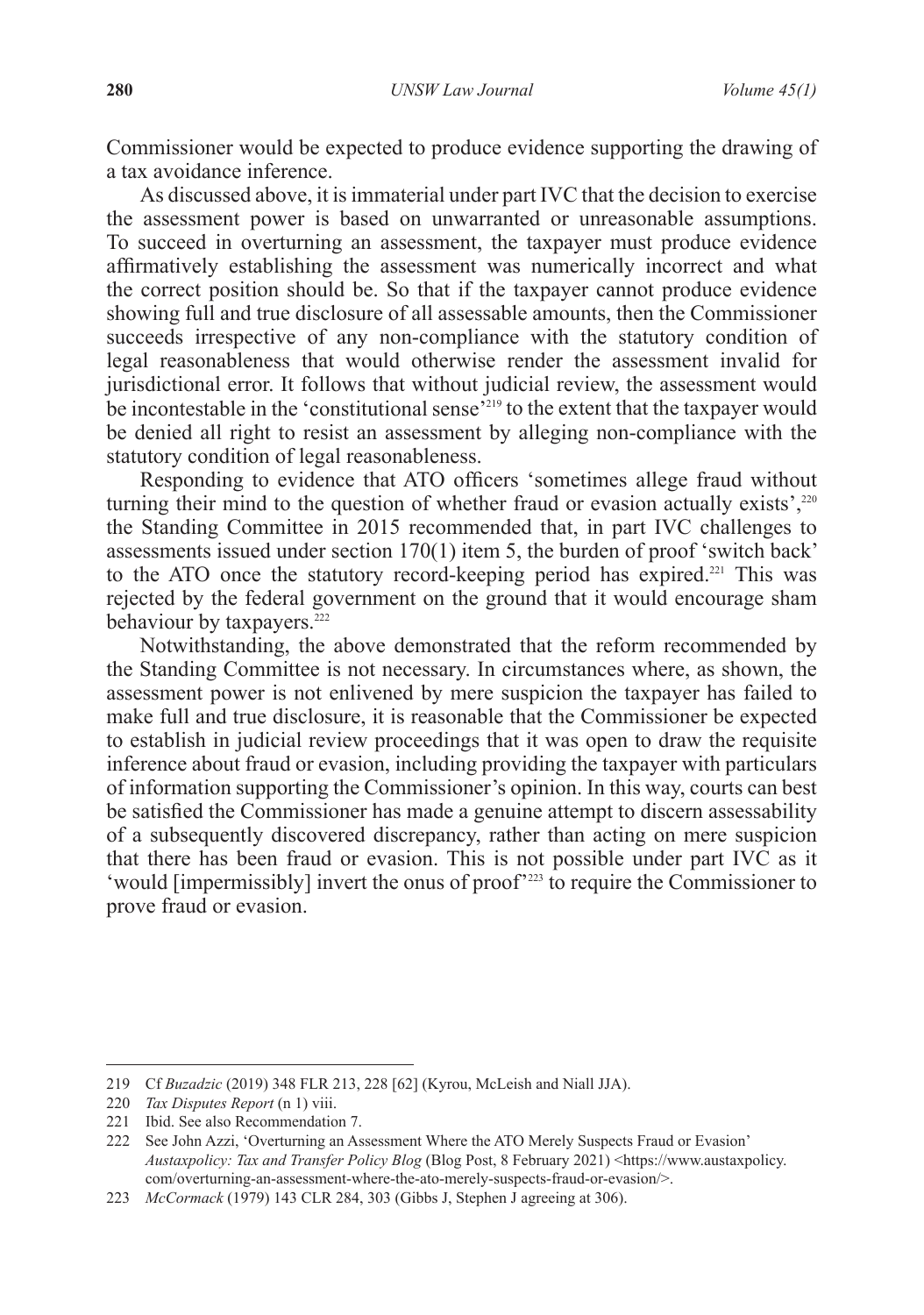Commissioner would be expected to produce evidence supporting the drawing of a tax avoidance inference.

As discussed above, it is immaterial under part IVC that the decision to exercise the assessment power is based on unwarranted or unreasonable assumptions. To succeed in overturning an assessment, the taxpayer must produce evidence affirmatively establishing the assessment was numerically incorrect and what the correct position should be. So that if the taxpayer cannot produce evidence showing full and true disclosure of all assessable amounts, then the Commissioner succeeds irrespective of any non-compliance with the statutory condition of legal reasonableness that would otherwise render the assessment invalid for jurisdictional error. It follows that without judicial review, the assessment would be incontestable in the 'constitutional sense'[219] to the extent that the taxpayer would be denied all right to resist an assessment by alleging non-compliance with the statutory condition of legal reasonableness.

Responding to evidence that ATO officers 'sometimes allege fraud without turning their mind to the question of whether fraud or evasion actually exists',[220] the Standing Committee in 2015 recommended that, in part IVC challenges to assessments issued under section 170(1) item 5, the burden of proof 'switch back' to the ATO once the statutory record-keeping period has expired.[221] This was rejected by the federal government on the ground that it would encourage sham behaviour by taxpayers.[222]

Notwithstanding, the above demonstrated that the reform recommended by the Standing Committee is not necessary. In circumstances where, as shown, the assessment power is not enlivened by mere suspicion the taxpayer has failed to make full and true disclosure, it is reasonable that the Commissioner be expected to establish in judicial review proceedings that it was open to draw the requisite inference about fraud or evasion, including providing the taxpayer with particulars of information supporting the Commissioner's opinion. In this way, courts can best be satisfied the Commissioner has made a genuine attempt to discern assessability of a subsequently discovered discrepancy, rather than acting on mere suspicion that there has been fraud or evasion. This is not possible under part IVC as it 'would [impermissibly] invert the onus of proof'[223] to require the Commissioner to prove fraud or evasion.

---

219 Cf *Buzadzic* (2019) 348 FLR 213, 228 [62] (Kyrou, McLeish and Niall JJA).

220 *Tax Disputes Report* (n 1) viii.

221 Ibid. See also Recommendation 7.

222 See John Azzi, 'Overturning an Assessment Where the ATO Merely Suspects Fraud or Evasion' *Austaxpolicy: Tax and Transfer Policy Blog* (Blog Post, 8 February 2021) <https://www.austaxpolicy.com/overturning-an-assessment-where-the-ato-merely-suspects-fraud-or-evasion/>.

223 *McCormack* (1979) 143 CLR 284, 303 (Gibbs J, Stephen J agreeing at 306).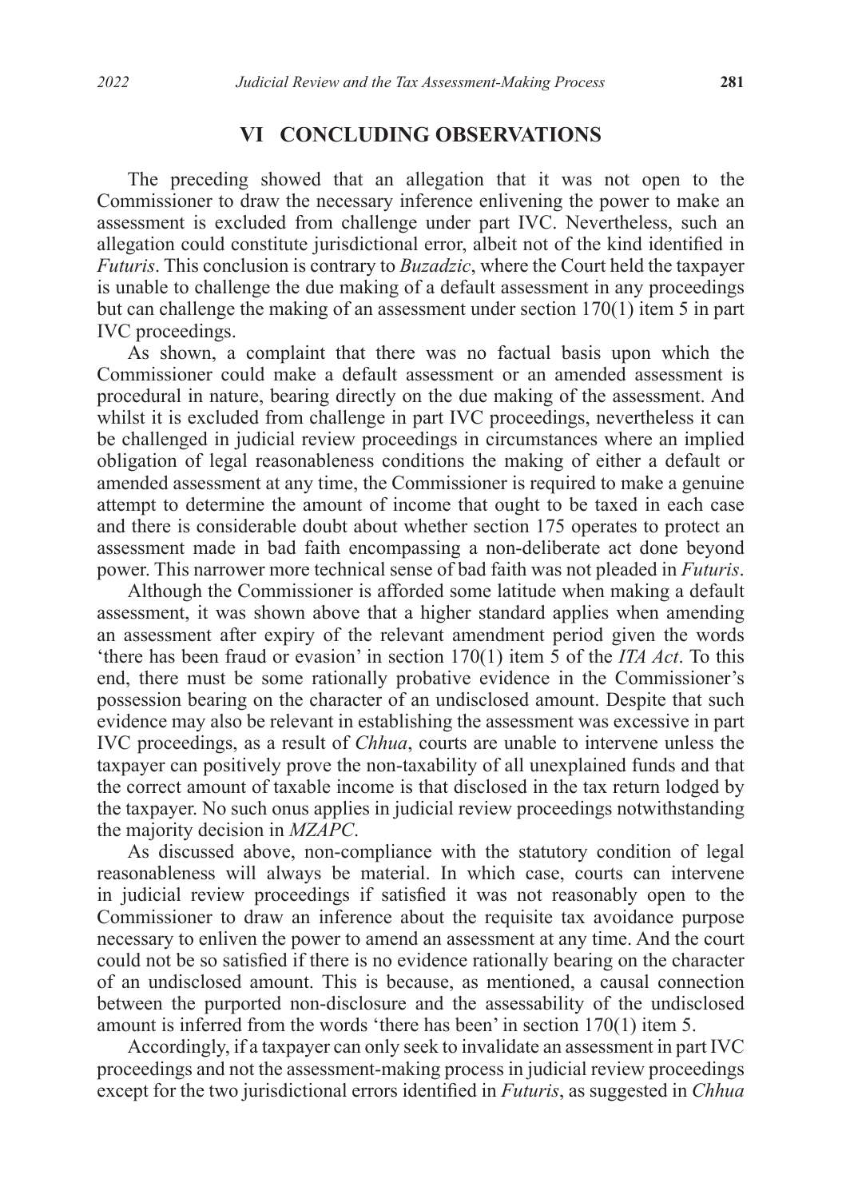## VI CONCLUDING OBSERVATIONS

The preceding showed that an allegation that it was not open to the Commissioner to draw the necessary inference enlivening the power to make an assessment is excluded from challenge under part IVC. Nevertheless, such an allegation could constitute jurisdictional error, albeit not of the kind identified in *Futuris*. This conclusion is contrary to *Buzadzic*, where the Court held the taxpayer is unable to challenge the due making of a default assessment in any proceedings but can challenge the making of an assessment under section 170(1) item 5 in part IVC proceedings.

As shown, a complaint that there was no factual basis upon which the Commissioner could make a default assessment or an amended assessment is procedural in nature, bearing directly on the due making of the assessment. And whilst it is excluded from challenge in part IVC proceedings, nevertheless it can be challenged in judicial review proceedings in circumstances where an implied obligation of legal reasonableness conditions the making of either a default or amended assessment at any time, the Commissioner is required to make a genuine attempt to determine the amount of income that ought to be taxed in each case and there is considerable doubt about whether section 175 operates to protect an assessment made in bad faith encompassing a non-deliberate act done beyond power. This narrower more technical sense of bad faith was not pleaded in *Futuris*.

Although the Commissioner is afforded some latitude when making a default assessment, it was shown above that a higher standard applies when amending an assessment after expiry of the relevant amendment period given the words 'there has been fraud or evasion' in section 170(1) item 5 of the *ITA Act*. To this end, there must be some rationally probative evidence in the Commissioner's possession bearing on the character of an undisclosed amount. Despite that such evidence may also be relevant in establishing the assessment was excessive in part IVC proceedings, as a result of *Chhua*, courts are unable to intervene unless the taxpayer can positively prove the non-taxability of all unexplained funds and that the correct amount of taxable income is that disclosed in the tax return lodged by the taxpayer. No such onus applies in judicial review proceedings notwithstanding the majority decision in *MZAPC*.

As discussed above, non-compliance with the statutory condition of legal reasonableness will always be material. In which case, courts can intervene in judicial review proceedings if satisfied it was not reasonably open to the Commissioner to draw an inference about the requisite tax avoidance purpose necessary to enliven the power to amend an assessment at any time. And the court could not be so satisfied if there is no evidence rationally bearing on the character of an undisclosed amount. This is because, as mentioned, a causal connection between the purported non-disclosure and the assessability of the undisclosed amount is inferred from the words 'there has been' in section 170(1) item 5.

Accordingly, if a taxpayer can only seek to invalidate an assessment in part IVC proceedings and not the assessment-making process in judicial review proceedings except for the two jurisdictional errors identified in *Futuris*, as suggested in *Chhua*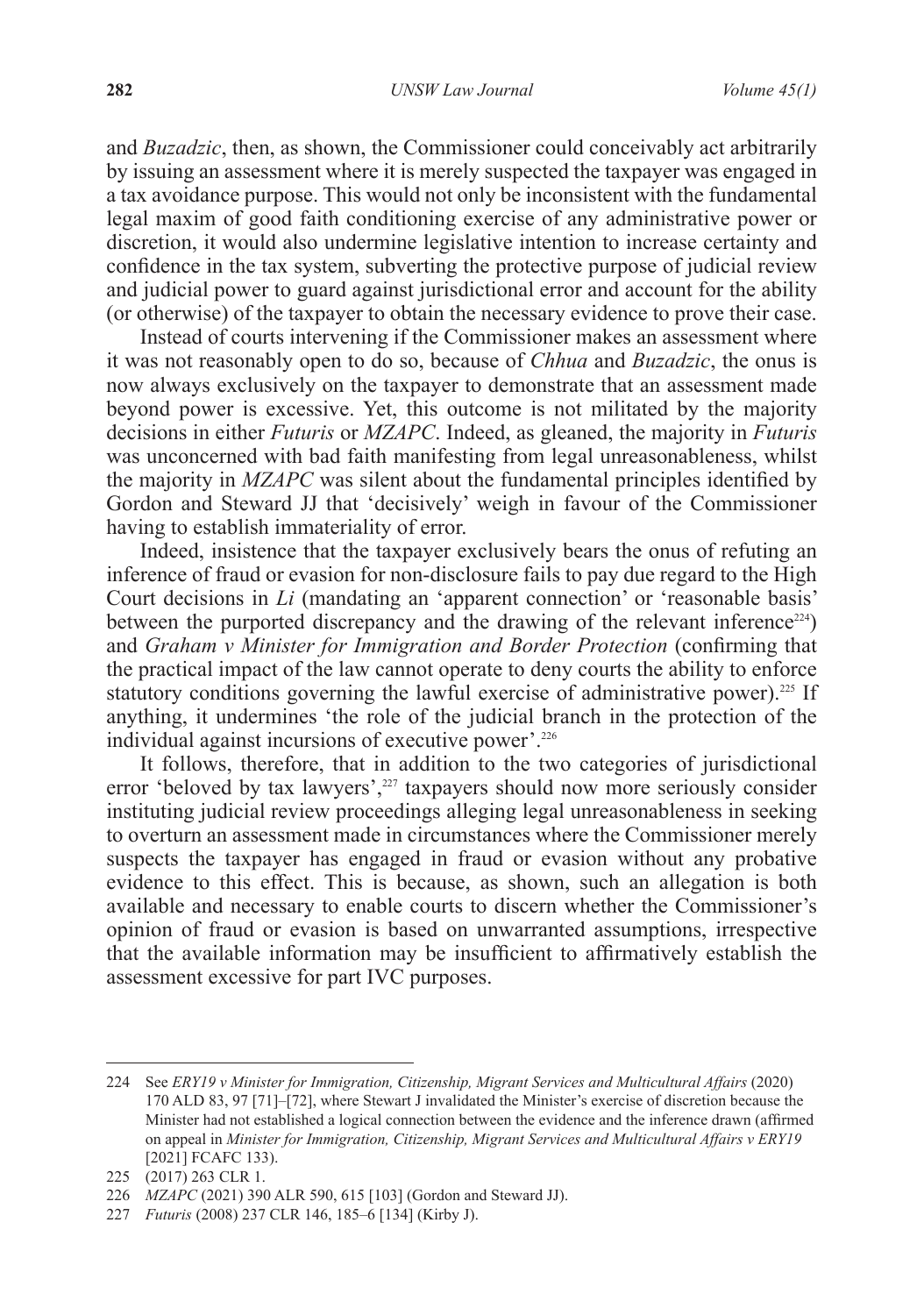and *Buzadzic*, then, as shown, the Commissioner could conceivably act arbitrarily by issuing an assessment where it is merely suspected the taxpayer was engaged in a tax avoidance purpose. This would not only be inconsistent with the fundamental legal maxim of good faith conditioning exercise of any administrative power or discretion, it would also undermine legislative intention to increase certainty and confidence in the tax system, subverting the protective purpose of judicial review and judicial power to guard against jurisdictional error and account for the ability (or otherwise) of the taxpayer to obtain the necessary evidence to prove their case.

Instead of courts intervening if the Commissioner makes an assessment where it was not reasonably open to do so, because of *Chhua* and *Buzadzic*, the onus is now always exclusively on the taxpayer to demonstrate that an assessment made beyond power is excessive. Yet, this outcome is not militated by the majority decisions in either *Futuris* or *MZAPC*. Indeed, as gleaned, the majority in *Futuris* was unconcerned with bad faith manifesting from legal unreasonableness, whilst the majority in *MZAPC* was silent about the fundamental principles identified by Gordon and Steward JJ that 'decisively' weigh in favour of the Commissioner having to establish immateriality of error.

Indeed, insistence that the taxpayer exclusively bears the onus of refuting an inference of fraud or evasion for non-disclosure fails to pay due regard to the High Court decisions in *Li* (mandating an 'apparent connection' or 'reasonable basis' between the purported discrepancy and the drawing of the relevant inference[224]) and *Graham v Minister for Immigration and Border Protection* (confirming that the practical impact of the law cannot operate to deny courts the ability to enforce statutory conditions governing the lawful exercise of administrative power).[225] If anything, it undermines 'the role of the judicial branch in the protection of the individual against incursions of executive power'.[226]

It follows, therefore, that in addition to the two categories of jurisdictional error 'beloved by tax lawyers',[227] taxpayers should now more seriously consider instituting judicial review proceedings alleging legal unreasonableness in seeking to overturn an assessment made in circumstances where the Commissioner merely suspects the taxpayer has engaged in fraud or evasion without any probative evidence to this effect. This is because, as shown, such an allegation is both available and necessary to enable courts to discern whether the Commissioner's opinion of fraud or evasion is based on unwarranted assumptions, irrespective that the available information may be insufficient to affirmatively establish the assessment excessive for part IVC purposes.

---

224 See *ERY19 v Minister for Immigration, Citizenship, Migrant Services and Multicultural Affairs* (2020) 170 ALD 83, 97 [71]–[72], where Stewart J invalidated the Minister's exercise of discretion because the Minister had not established a logical connection between the evidence and the inference drawn (affirmed on appeal in *Minister for Immigration, Citizenship, Migrant Services and Multicultural Affairs v ERY19* [2021] FCAFC 133).

225 (2017) 263 CLR 1.

226 *MZAPC* (2021) 390 ALR 590, 615 [103] (Gordon and Steward JJ).

227 *Futuris* (2008) 237 CLR 146, 185–6 [134] (Kirby J).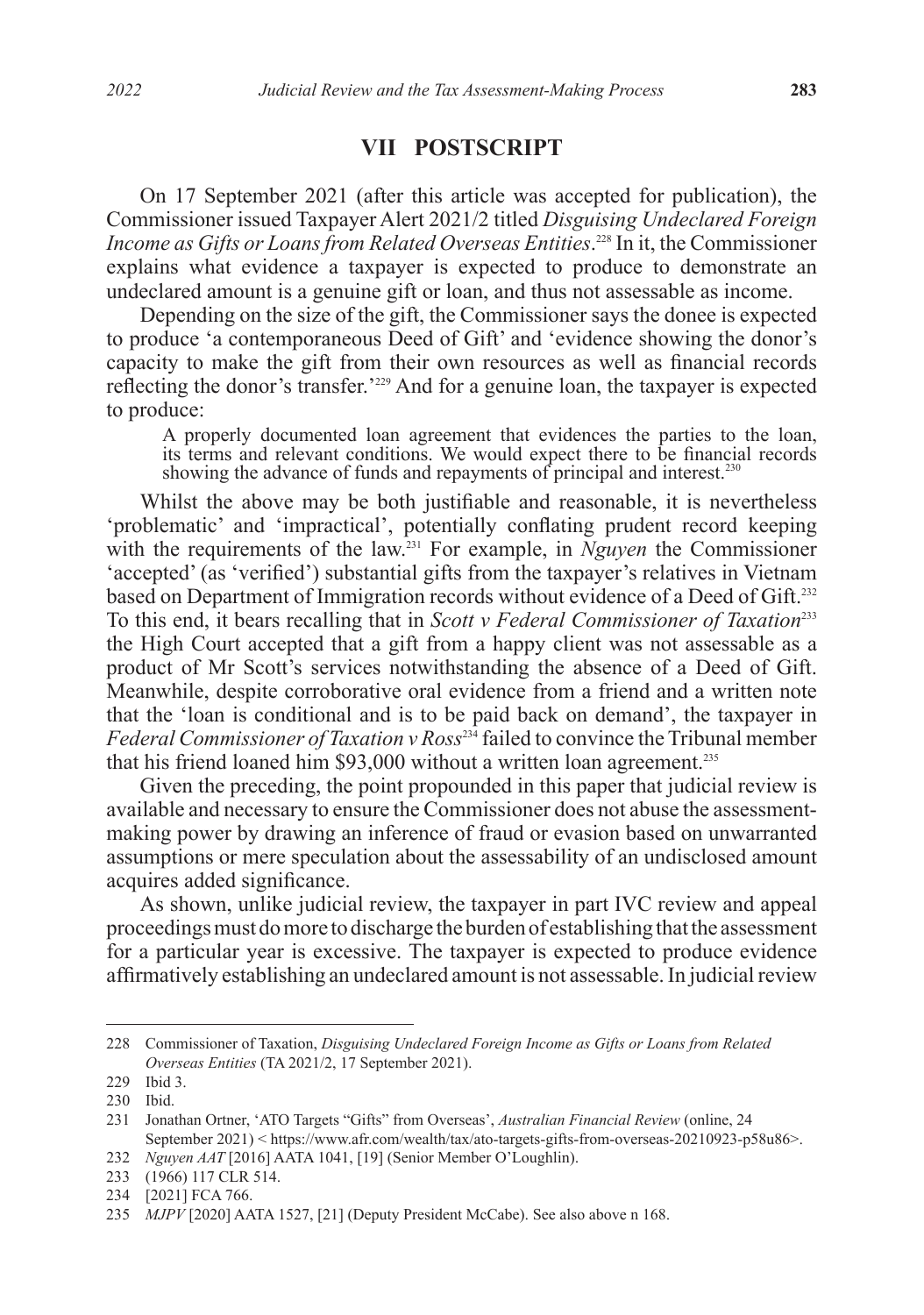## VII POSTSCRIPT

On 17 September 2021 (after this article was accepted for publication), the Commissioner issued Taxpayer Alert 2021/2 titled *Disguising Undeclared Foreign Income as Gifts or Loans from Related Overseas Entities*.[228] In it, the Commissioner explains what evidence a taxpayer is expected to produce to demonstrate an undeclared amount is a genuine gift or loan, and thus not assessable as income.

Depending on the size of the gift, the Commissioner says the donee is expected to produce 'a contemporaneous Deed of Gift' and 'evidence showing the donor's capacity to make the gift from their own resources as well as financial records reflecting the donor's transfer.'[229] And for a genuine loan, the taxpayer is expected to produce:

> A properly documented loan agreement that evidences the parties to the loan, its terms and relevant conditions. We would expect there to be financial records showing the advance of funds and repayments of principal and interest.[230]

Whilst the above may be both justifiable and reasonable, it is nevertheless 'problematic' and 'impractical', potentially conflating prudent record keeping with the requirements of the law.[231] For example, in *Nguyen* the Commissioner 'accepted' (as 'verified') substantial gifts from the taxpayer's relatives in Vietnam based on Department of Immigration records without evidence of a Deed of Gift.[232] To this end, it bears recalling that in *Scott v Federal Commissioner of Taxation*[233] the High Court accepted that a gift from a happy client was not assessable as a product of Mr Scott's services notwithstanding the absence of a Deed of Gift. Meanwhile, despite corroborative oral evidence from a friend and a written note that the 'loan is conditional and is to be paid back on demand', the taxpayer in *Federal Commissioner of Taxation v Ross*[234] failed to convince the Tribunal member that his friend loaned him $93,000 without a written loan agreement.[235]

Given the preceding, the point propounded in this paper that judicial review is available and necessary to ensure the Commissioner does not abuse the assessment-making power by drawing an inference of fraud or evasion based on unwarranted assumptions or mere speculation about the assessability of an undisclosed amount acquires added significance.

As shown, unlike judicial review, the taxpayer in part IVC review and appeal proceedings must do more to discharge the burden of establishing that the assessment for a particular year is excessive. The taxpayer is expected to produce evidence affirmatively establishing an undeclared amount is not assessable. In judicial review

---

228 Commissioner of Taxation, *Disguising Undeclared Foreign Income as Gifts or Loans from Related Overseas Entities* (TA 2021/2, 17 September 2021).

229 Ibid 3.

230 Ibid.

231 Jonathan Ortner, 'ATO Targets "Gifts" from Overseas', *Australian Financial Review* (online, 24 September 2021) < https://www.afr.com/wealth/tax/ato-targets-gifts-from-overseas-20210923-p58u86>.

232 *Nguyen AAT* [2016] AATA 1041, [19] (Senior Member O'Loughlin).

233 (1966) 117 CLR 514.

234 [2021] FCA 766.

235 *MJPV* [2020] AATA 1527, [21] (Deputy President McCabe). See also above n 168.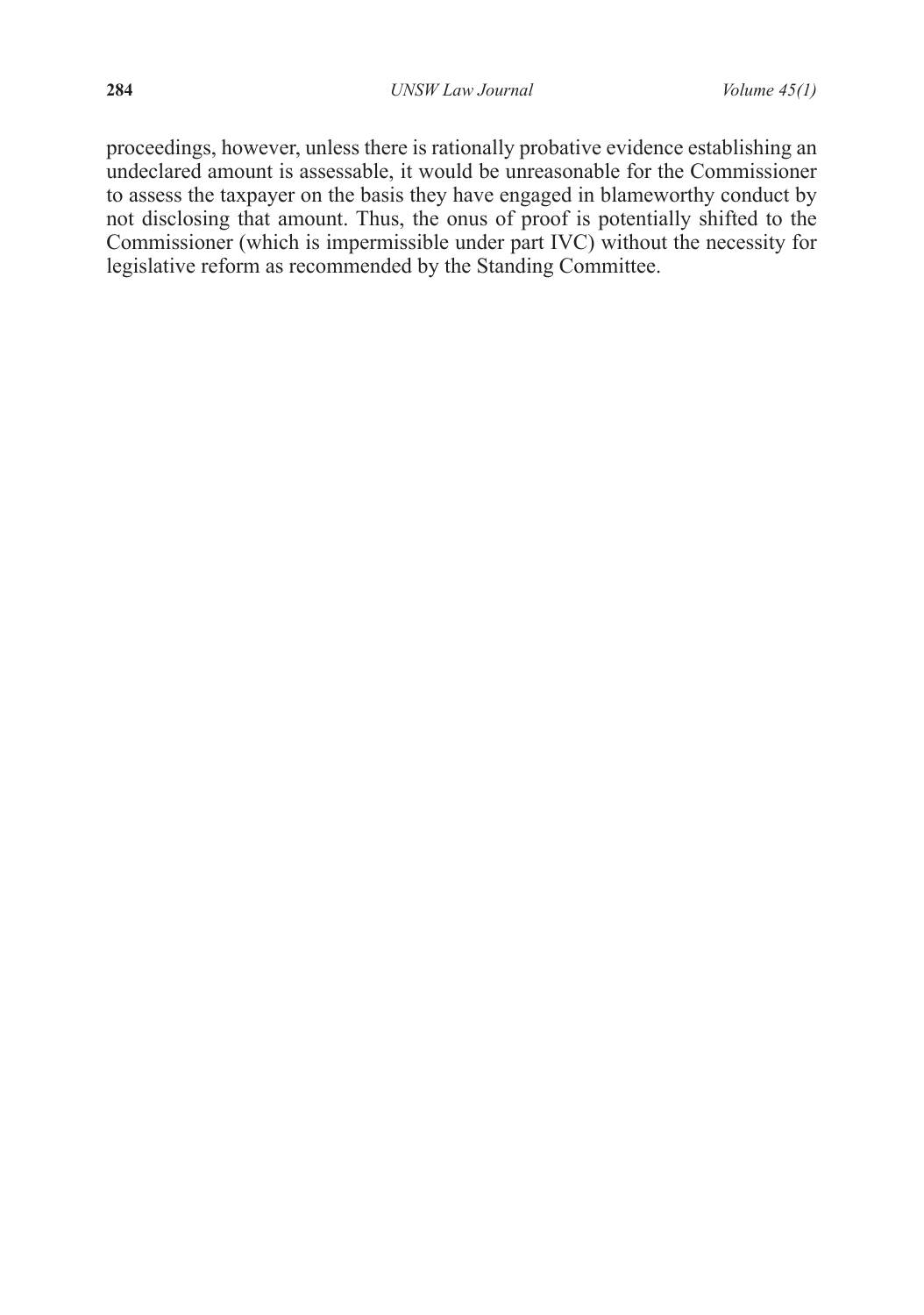proceedings, however, unless there is rationally probative evidence establishing an undeclared amount is assessable, it would be unreasonable for the Commissioner to assess the taxpayer on the basis they have engaged in blameworthy conduct by not disclosing that amount. Thus, the onus of proof is potentially shifted to the Commissioner (which is impermissible under part IVC) without the necessity for legislative reform as recommended by the Standing Committee.